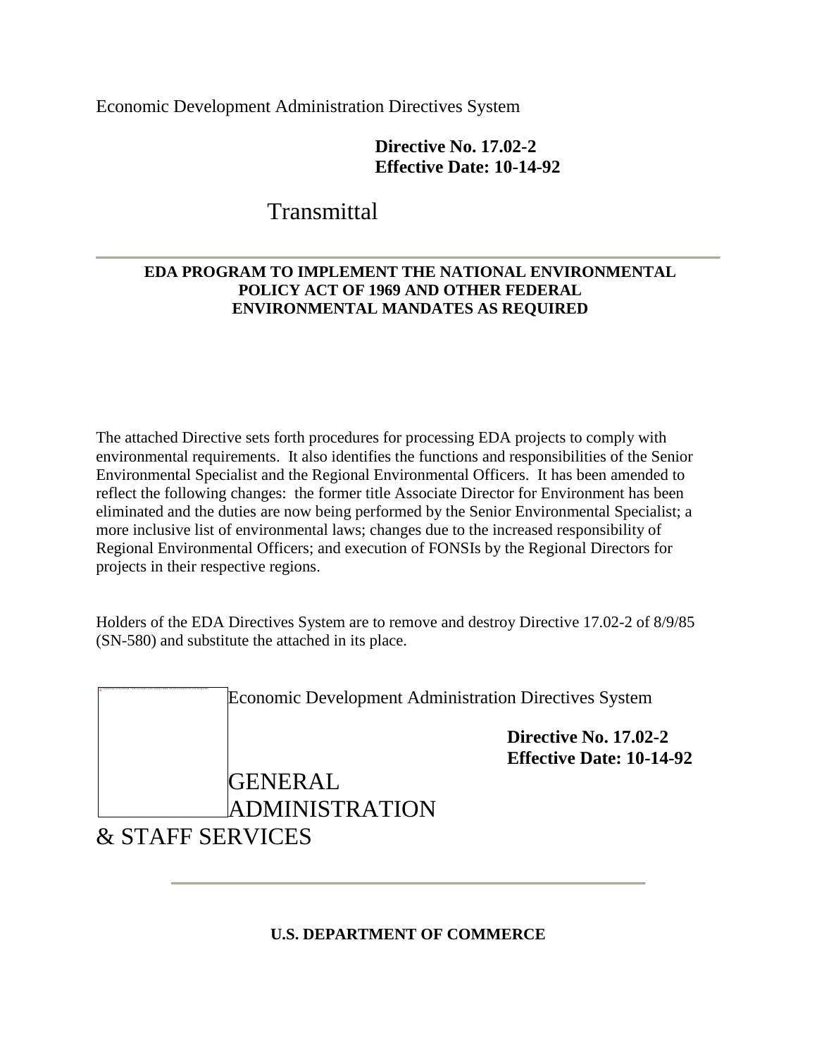Economic Development Administration Directives System

**Directive No. 17.02-2**
**Effective Date: 10-14-92**

# Transmittal

---

**EDA PROGRAM TO IMPLEMENT THE NATIONAL ENVIRONMENTAL POLICY ACT OF 1969 AND OTHER FEDERAL ENVIRONMENTAL MANDATES AS REQUIRED**

The attached Directive sets forth procedures for processing EDA projects to comply with environmental requirements. It also identifies the functions and responsibilities of the Senior Environmental Specialist and the Regional Environmental Officers. It has been amended to reflect the following changes: the former title Associate Director for Environment has been eliminated and the duties are now being performed by the Senior Environmental Specialist; a more inclusive list of environmental laws; changes due to the increased responsibility of Regional Environmental Officers; and execution of FONSIs by the Regional Directors for projects in their respective regions.

Holders of the EDA Directives System are to remove and destroy Directive 17.02-2 of 8/9/85 (SN-580) and substitute the attached in its place.

Economic Development Administration Directives System

**Directive No. 17.02-2**
**Effective Date: 10-14-92**

# GENERAL ADMINISTRATION & STAFF SERVICES

---

**U.S. DEPARTMENT OF COMMERCE**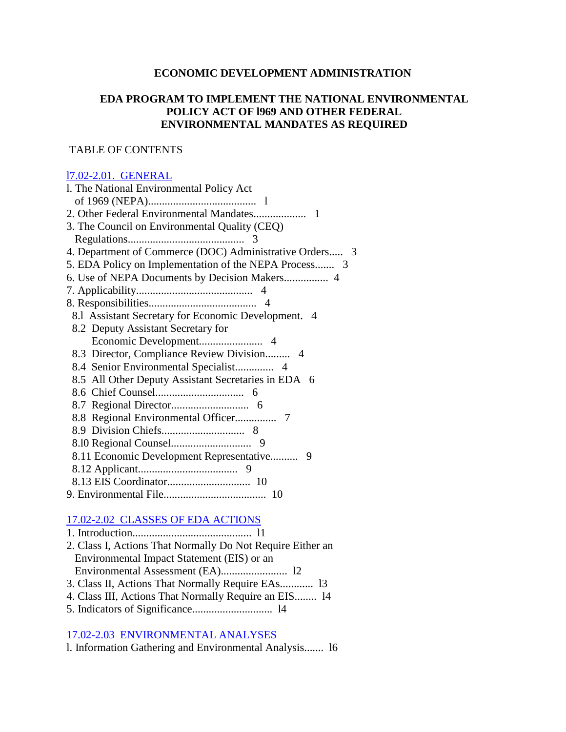**ECONOMIC DEVELOPMENT ADMINISTRATION**

**EDA PROGRAM TO IMPLEMENT THE NATIONAL ENVIRONMENTAL POLICY ACT OF l969 AND OTHER FEDERAL ENVIRONMENTAL MANDATES AS REQUIRED**

TABLE OF CONTENTS

l7.02-2.01. GENERAL

l. The National Environmental Policy Act of 1969 (NEPA)....................................... l
2. Other Federal Environmental Mandates................... 1
3. The Council on Environmental Quality (CEQ) Regulations.......................................... 3
4. Department of Commerce (DOC) Administrative Orders..... 3
5. EDA Policy on Implementation of the NEPA Process....... 3
6. Use of NEPA Documents by Decision Makers................ 4
7. Applicability.......................................... 4
8. Responsibilities....................................... 4
   8.l Assistant Secretary for Economic Development. 4
   8.2 Deputy Assistant Secretary for Economic Development....................... 4
   8.3 Director, Compliance Review Division......... 4
   8.4 Senior Environmental Specialist.............. 4
   8.5 All Other Deputy Assistant Secretaries in EDA 6
   8.6 Chief Counsel................................ 6
   8.7 Regional Director............................ 6
   8.8 Regional Environmental Officer............... 7
   8.9 Division Chiefs.............................. 8
   8.l0 Regional Counsel............................ 9
   8.11 Economic Development Representative.......... 9
   8.12 Applicant.................................... 9
   8.13 EIS Coordinator.............................. 10
9. Environmental File..................................... 10

17.02-2.02 CLASSES OF EDA ACTIONS

1. Introduction........................................... l1
2. Class I, Actions That Normally Do Not Require Either an Environmental Impact Statement (EIS) or an Environmental Assessment (EA)........................ l2
3. Class II, Actions That Normally Require EAs............ l3
4. Class III, Actions That Normally Require an EIS........ l4
5. Indicators of Significance............................. l4

17.02-2.03 ENVIRONMENTAL ANALYSES

l. Information Gathering and Environmental Analysis....... l6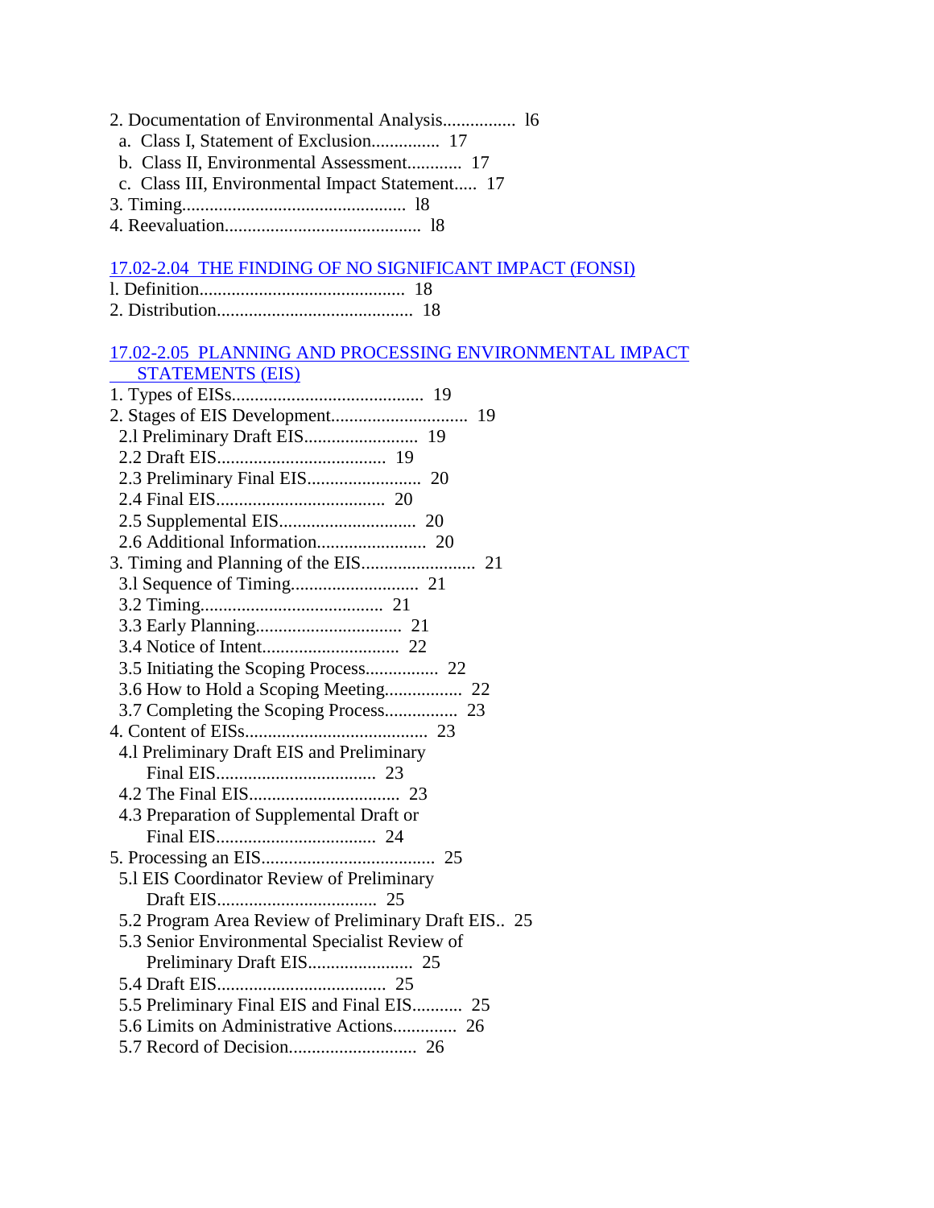2. Documentation of Environmental Analysis................ l6
   a. Class I, Statement of Exclusion............... 17
   b. Class II, Environmental Assessment............ 17
   c. Class III, Environmental Impact Statement..... 17
3. Timing................................................ l8
4. Reevaluation........................................... l8

17.02-2.04 THE FINDING OF NO SIGNIFICANT IMPACT (FONSI)

l. Definition............................................. 18
2. Distribution........................................... 18

17.02-2.05 PLANNING AND PROCESSING ENVIRONMENTAL IMPACT STATEMENTS (EIS)

1. Types of EISs.......................................... 19
2. Stages of EIS Development.............................. 19
   2.l Preliminary Draft EIS......................... 19
   2.2 Draft EIS..................................... 19
   2.3 Preliminary Final EIS......................... 20
   2.4 Final EIS..................................... 20
   2.5 Supplemental EIS.............................. 20
   2.6 Additional Information........................ 20
3. Timing and Planning of the EIS......................... 21
   3.l Sequence of Timing............................ 21
   3.2 Timing........................................ 21
   3.3 Early Planning................................ 21
   3.4 Notice of Intent.............................. 22
   3.5 Initiating the Scoping Process................ 22
   3.6 How to Hold a Scoping Meeting................. 22
   3.7 Completing the Scoping Process................ 23
4. Content of EISs........................................ 23
   4.l Preliminary Draft EIS and Preliminary Final EIS................................... 23
   4.2 The Final EIS................................. 23
   4.3 Preparation of Supplemental Draft or Final EIS................................... 24
5. Processing an EIS...................................... 25
   5.l EIS Coordinator Review of Preliminary Draft EIS................................... 25
   5.2 Program Area Review of Preliminary Draft EIS.. 25
   5.3 Senior Environmental Specialist Review of Preliminary Draft EIS....................... 25
   5.4 Draft EIS..................................... 25
   5.5 Preliminary Final EIS and Final EIS........... 25
   5.6 Limits on Administrative Actions.............. 26
   5.7 Record of Decision............................ 26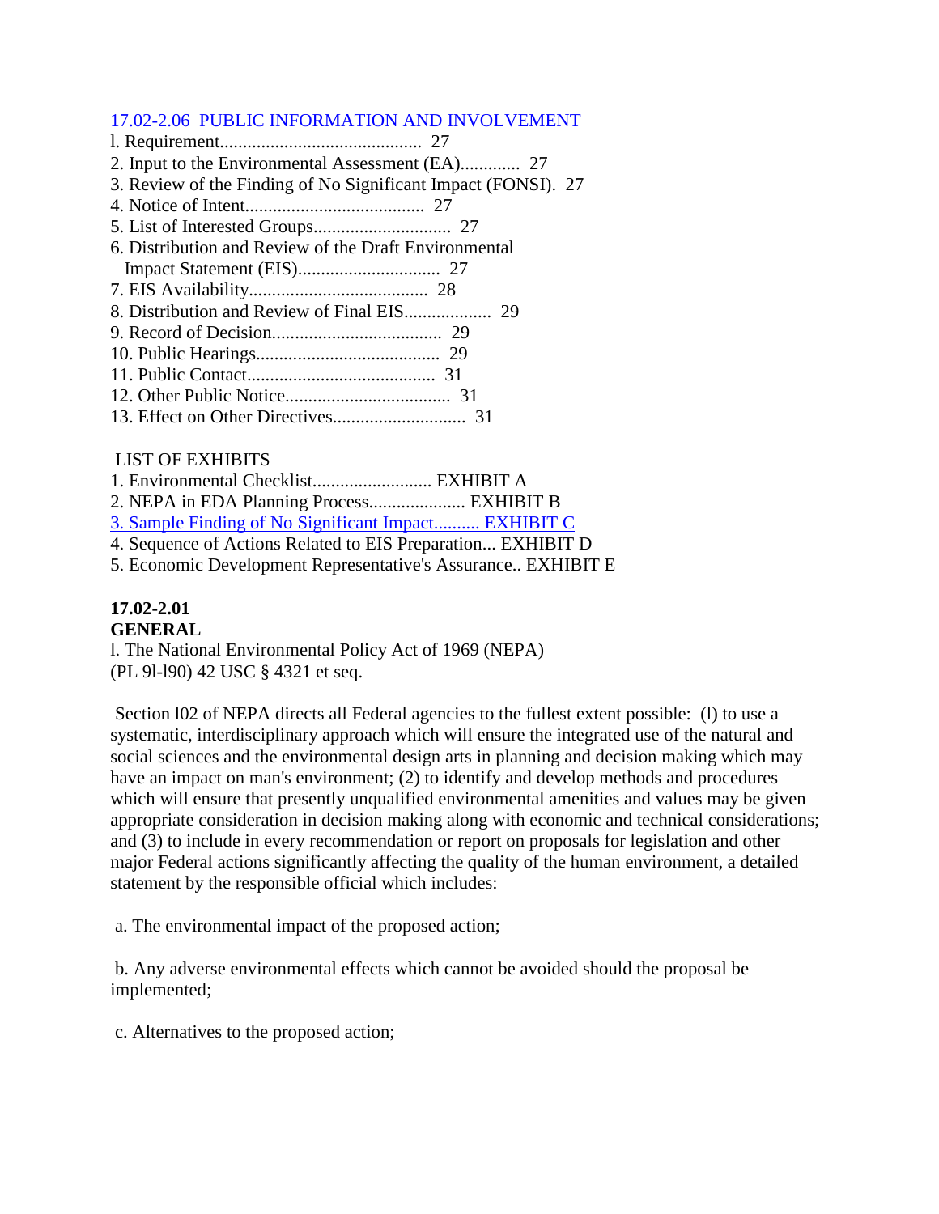17.02-2.06 PUBLIC INFORMATION AND INVOLVEMENT

l. Requirement............................................ 27
2. Input to the Environmental Assessment (EA)............. 27
3. Review of the Finding of No Significant Impact (FONSI). 27
4. Notice of Intent....................................... 27
5. List of Interested Groups.............................. 27
6. Distribution and Review of the Draft Environmental
   Impact Statement (EIS)............................... 27
7. EIS Availability....................................... 28
8. Distribution and Review of Final EIS................... 29
9. Record of Decision..................................... 29
10. Public Hearings........................................ 29
11. Public Contact......................................... 31
12. Other Public Notice.................................... 31
13. Effect on Other Directives............................ 31

LIST OF EXHIBITS

1. Environmental Checklist.......................... EXHIBIT A
2. NEPA in EDA Planning Process..................... EXHIBIT B
3. Sample Finding of No Significant Impact.......... EXHIBIT C
4. Sequence of Actions Related to EIS Preparation... EXHIBIT D
5. Economic Development Representative's Assurance.. EXHIBIT E

**17.02-2.01**
**GENERAL**

l. The National Environmental Policy Act of 1969 (NEPA) (PL 9l-l90) 42 USC § 4321 et seq.

Section l02 of NEPA directs all Federal agencies to the fullest extent possible: (l) to use a systematic, interdisciplinary approach which will ensure the integrated use of the natural and social sciences and the environmental design arts in planning and decision making which may have an impact on man's environment; (2) to identify and develop methods and procedures which will ensure that presently unqualified environmental amenities and values may be given appropriate consideration in decision making along with economic and technical considerations; and (3) to include in every recommendation or report on proposals for legislation and other major Federal actions significantly affecting the quality of the human environment, a detailed statement by the responsible official which includes:

a. The environmental impact of the proposed action;

b. Any adverse environmental effects which cannot be avoided should the proposal be implemented;

c. Alternatives to the proposed action;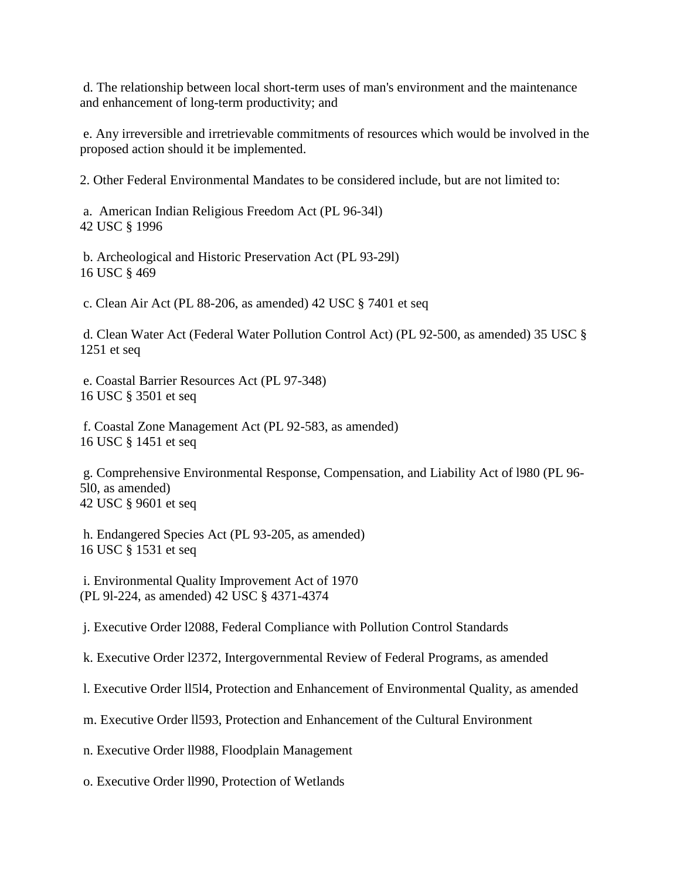d. The relationship between local short-term uses of man's environment and the maintenance and enhancement of long-term productivity; and

e. Any irreversible and irretrievable commitments of resources which would be involved in the proposed action should it be implemented.

2. Other Federal Environmental Mandates to be considered include, but are not limited to:

a. American Indian Religious Freedom Act (PL 96-34l)
42 USC § 1996

b. Archeological and Historic Preservation Act (PL 93-29l)
16 USC § 469

c. Clean Air Act (PL 88-206, as amended) 42 USC § 7401 et seq

d. Clean Water Act (Federal Water Pollution Control Act) (PL 92-500, as amended) 35 USC § 1251 et seq

e. Coastal Barrier Resources Act (PL 97-348)
16 USC § 3501 et seq

f. Coastal Zone Management Act (PL 92-583, as amended)
16 USC § 1451 et seq

g. Comprehensive Environmental Response, Compensation, and Liability Act of l980 (PL 96-5l0, as amended)
42 USC § 9601 et seq

h. Endangered Species Act (PL 93-205, as amended)
16 USC § 1531 et seq

i. Environmental Quality Improvement Act of 1970
(PL 9l-224, as amended) 42 USC § 4371-4374

j. Executive Order l2088, Federal Compliance with Pollution Control Standards

k. Executive Order l2372, Intergovernmental Review of Federal Programs, as amended

l. Executive Order ll5l4, Protection and Enhancement of Environmental Quality, as amended

m. Executive Order ll593, Protection and Enhancement of the Cultural Environment

n. Executive Order ll988, Floodplain Management

o. Executive Order ll990, Protection of Wetlands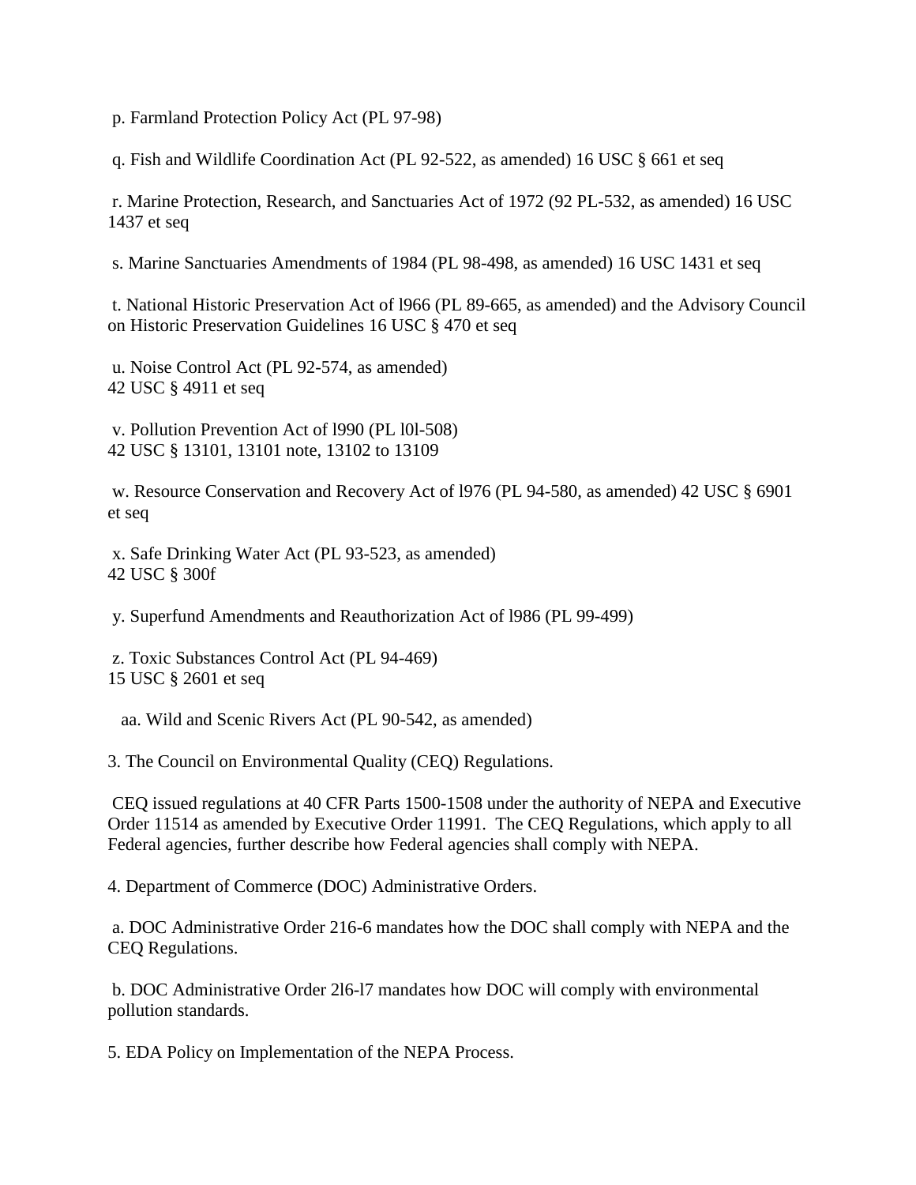p. Farmland Protection Policy Act (PL 97-98)

q. Fish and Wildlife Coordination Act (PL 92-522, as amended) 16 USC § 661 et seq

r. Marine Protection, Research, and Sanctuaries Act of 1972 (92 PL-532, as amended) 16 USC 1437 et seq

s. Marine Sanctuaries Amendments of 1984 (PL 98-498, as amended) 16 USC 1431 et seq

t. National Historic Preservation Act of l966 (PL 89-665, as amended) and the Advisory Council on Historic Preservation Guidelines 16 USC § 470 et seq

u. Noise Control Act (PL 92-574, as amended)
42 USC § 4911 et seq

v. Pollution Prevention Act of l990 (PL l0l-508)
42 USC § 13101, 13101 note, 13102 to 13109

w. Resource Conservation and Recovery Act of l976 (PL 94-580, as amended) 42 USC § 6901 et seq

x. Safe Drinking Water Act (PL 93-523, as amended)
42 USC § 300f

y. Superfund Amendments and Reauthorization Act of l986 (PL 99-499)

z. Toxic Substances Control Act (PL 94-469)
15 USC § 2601 et seq

aa. Wild and Scenic Rivers Act (PL 90-542, as amended)

3. The Council on Environmental Quality (CEQ) Regulations.

CEQ issued regulations at 40 CFR Parts 1500-1508 under the authority of NEPA and Executive Order 11514 as amended by Executive Order 11991. The CEQ Regulations, which apply to all Federal agencies, further describe how Federal agencies shall comply with NEPA.

4. Department of Commerce (DOC) Administrative Orders.

a. DOC Administrative Order 216-6 mandates how the DOC shall comply with NEPA and the CEQ Regulations.

b. DOC Administrative Order 2l6-l7 mandates how DOC will comply with environmental pollution standards.

5. EDA Policy on Implementation of the NEPA Process.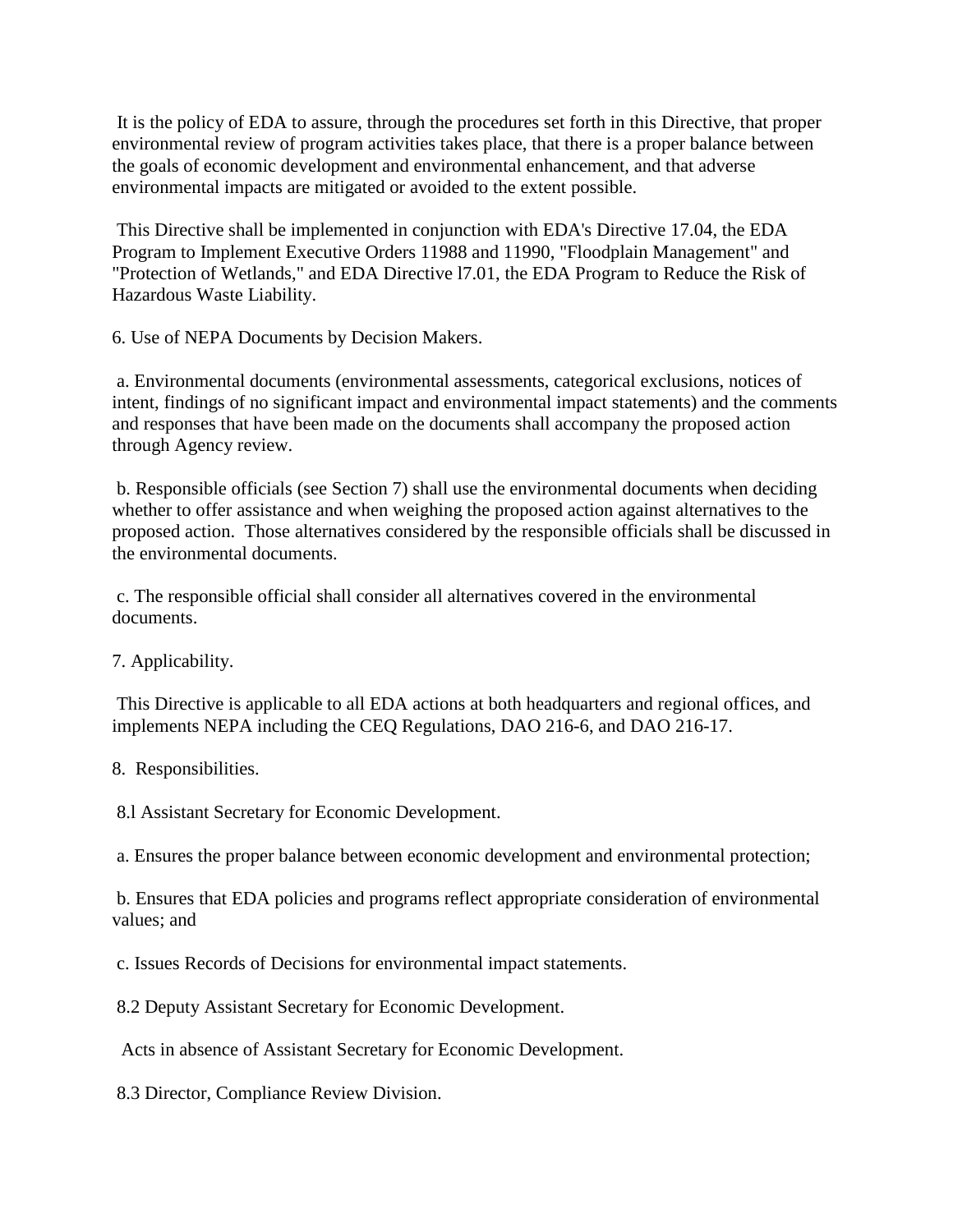It is the policy of EDA to assure, through the procedures set forth in this Directive, that proper environmental review of program activities takes place, that there is a proper balance between the goals of economic development and environmental enhancement, and that adverse environmental impacts are mitigated or avoided to the extent possible.

This Directive shall be implemented in conjunction with EDA's Directive 17.04, the EDA Program to Implement Executive Orders 11988 and 11990, "Floodplain Management" and "Protection of Wetlands," and EDA Directive l7.01, the EDA Program to Reduce the Risk of Hazardous Waste Liability.

6. Use of NEPA Documents by Decision Makers.

a. Environmental documents (environmental assessments, categorical exclusions, notices of intent, findings of no significant impact and environmental impact statements) and the comments and responses that have been made on the documents shall accompany the proposed action through Agency review.

b. Responsible officials (see Section 7) shall use the environmental documents when deciding whether to offer assistance and when weighing the proposed action against alternatives to the proposed action. Those alternatives considered by the responsible officials shall be discussed in the environmental documents.

c. The responsible official shall consider all alternatives covered in the environmental documents.

7. Applicability.

This Directive is applicable to all EDA actions at both headquarters and regional offices, and implements NEPA including the CEQ Regulations, DAO 216-6, and DAO 216-17.

8. Responsibilities.

8.l Assistant Secretary for Economic Development.

a. Ensures the proper balance between economic development and environmental protection;

b. Ensures that EDA policies and programs reflect appropriate consideration of environmental values; and

c. Issues Records of Decisions for environmental impact statements.

8.2 Deputy Assistant Secretary for Economic Development.

Acts in absence of Assistant Secretary for Economic Development.

8.3 Director, Compliance Review Division.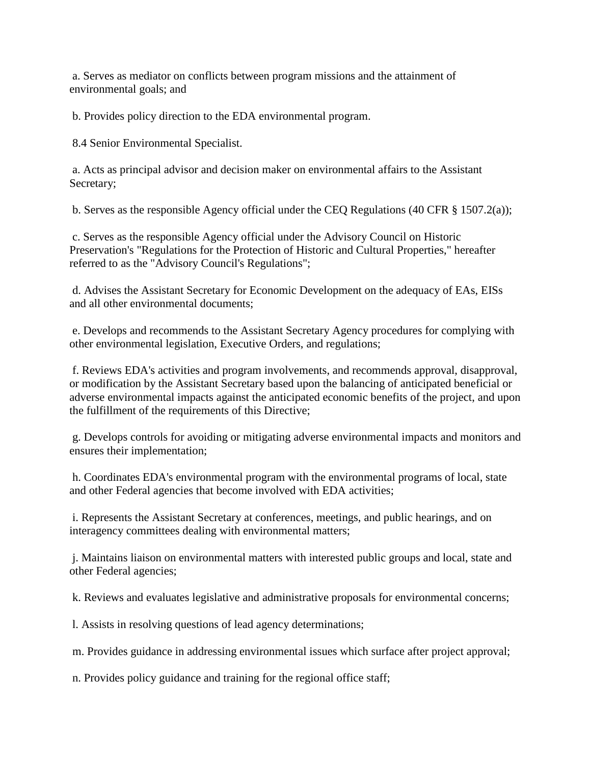a. Serves as mediator on conflicts between program missions and the attainment of environmental goals; and

b. Provides policy direction to the EDA environmental program.

8.4 Senior Environmental Specialist.

a. Acts as principal advisor and decision maker on environmental affairs to the Assistant Secretary;

b. Serves as the responsible Agency official under the CEQ Regulations (40 CFR § 1507.2(a));

c. Serves as the responsible Agency official under the Advisory Council on Historic Preservation's "Regulations for the Protection of Historic and Cultural Properties," hereafter referred to as the "Advisory Council's Regulations";

d. Advises the Assistant Secretary for Economic Development on the adequacy of EAs, EISs and all other environmental documents;

e. Develops and recommends to the Assistant Secretary Agency procedures for complying with other environmental legislation, Executive Orders, and regulations;

f. Reviews EDA's activities and program involvements, and recommends approval, disapproval, or modification by the Assistant Secretary based upon the balancing of anticipated beneficial or adverse environmental impacts against the anticipated economic benefits of the project, and upon the fulfillment of the requirements of this Directive;

g. Develops controls for avoiding or mitigating adverse environmental impacts and monitors and ensures their implementation;

h. Coordinates EDA's environmental program with the environmental programs of local, state and other Federal agencies that become involved with EDA activities;

i. Represents the Assistant Secretary at conferences, meetings, and public hearings, and on interagency committees dealing with environmental matters;

j. Maintains liaison on environmental matters with interested public groups and local, state and other Federal agencies;

k. Reviews and evaluates legislative and administrative proposals for environmental concerns;

l. Assists in resolving questions of lead agency determinations;

m. Provides guidance in addressing environmental issues which surface after project approval;

n. Provides policy guidance and training for the regional office staff;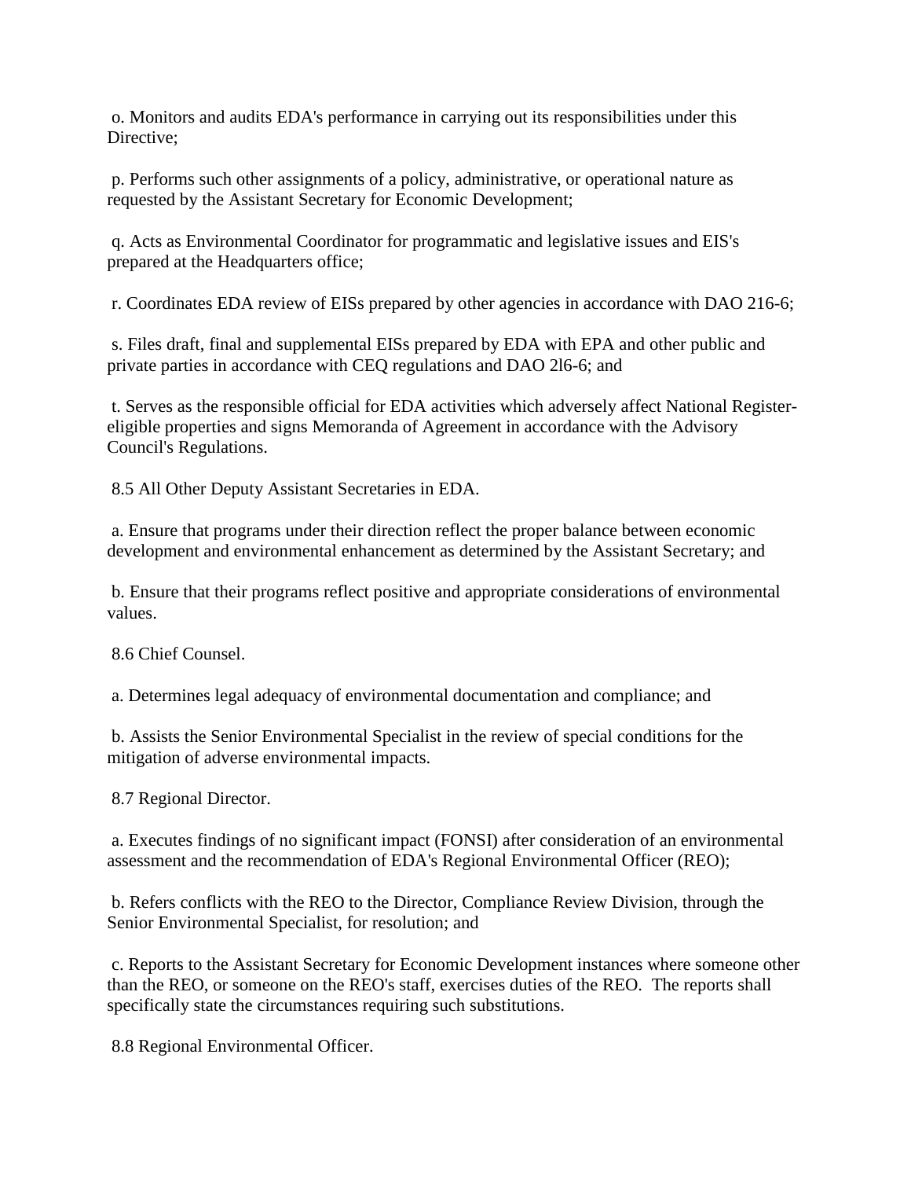o. Monitors and audits EDA's performance in carrying out its responsibilities under this Directive;

p. Performs such other assignments of a policy, administrative, or operational nature as requested by the Assistant Secretary for Economic Development;

q. Acts as Environmental Coordinator for programmatic and legislative issues and EIS's prepared at the Headquarters office;

r. Coordinates EDA review of EISs prepared by other agencies in accordance with DAO 216-6;

s. Files draft, final and supplemental EISs prepared by EDA with EPA and other public and private parties in accordance with CEQ regulations and DAO 2l6-6; and

t. Serves as the responsible official for EDA activities which adversely affect National Register-eligible properties and signs Memoranda of Agreement in accordance with the Advisory Council's Regulations.

8.5 All Other Deputy Assistant Secretaries in EDA.

a. Ensure that programs under their direction reflect the proper balance between economic development and environmental enhancement as determined by the Assistant Secretary; and

b. Ensure that their programs reflect positive and appropriate considerations of environmental values.

8.6 Chief Counsel.

a. Determines legal adequacy of environmental documentation and compliance; and

b. Assists the Senior Environmental Specialist in the review of special conditions for the mitigation of adverse environmental impacts.

8.7 Regional Director.

a. Executes findings of no significant impact (FONSI) after consideration of an environmental assessment and the recommendation of EDA's Regional Environmental Officer (REO);

b. Refers conflicts with the REO to the Director, Compliance Review Division, through the Senior Environmental Specialist, for resolution; and

c. Reports to the Assistant Secretary for Economic Development instances where someone other than the REO, or someone on the REO's staff, exercises duties of the REO. The reports shall specifically state the circumstances requiring such substitutions.

8.8 Regional Environmental Officer.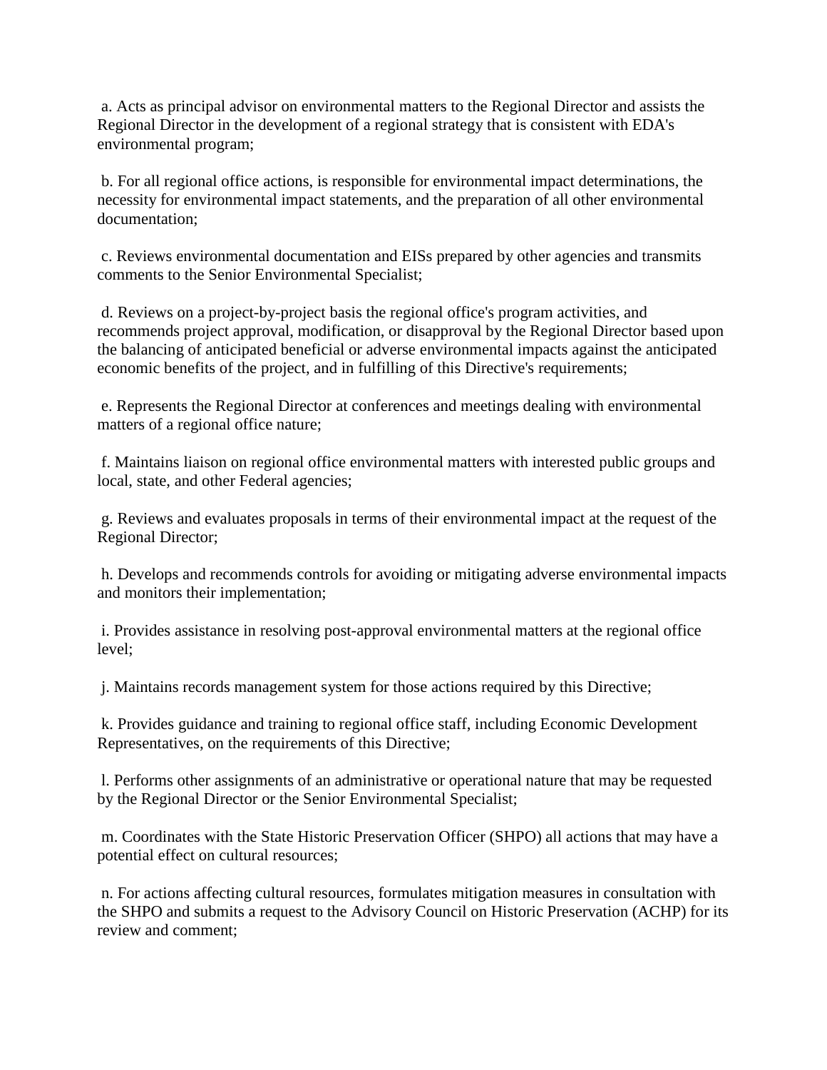a. Acts as principal advisor on environmental matters to the Regional Director and assists the Regional Director in the development of a regional strategy that is consistent with EDA's environmental program;

b. For all regional office actions, is responsible for environmental impact determinations, the necessity for environmental impact statements, and the preparation of all other environmental documentation;

c. Reviews environmental documentation and EISs prepared by other agencies and transmits comments to the Senior Environmental Specialist;

d. Reviews on a project-by-project basis the regional office's program activities, and recommends project approval, modification, or disapproval by the Regional Director based upon the balancing of anticipated beneficial or adverse environmental impacts against the anticipated economic benefits of the project, and in fulfilling of this Directive's requirements;

e. Represents the Regional Director at conferences and meetings dealing with environmental matters of a regional office nature;

f. Maintains liaison on regional office environmental matters with interested public groups and local, state, and other Federal agencies;

g. Reviews and evaluates proposals in terms of their environmental impact at the request of the Regional Director;

h. Develops and recommends controls for avoiding or mitigating adverse environmental impacts and monitors their implementation;

i. Provides assistance in resolving post-approval environmental matters at the regional office level;

j. Maintains records management system for those actions required by this Directive;

k. Provides guidance and training to regional office staff, including Economic Development Representatives, on the requirements of this Directive;

l. Performs other assignments of an administrative or operational nature that may be requested by the Regional Director or the Senior Environmental Specialist;

m. Coordinates with the State Historic Preservation Officer (SHPO) all actions that may have a potential effect on cultural resources;

n. For actions affecting cultural resources, formulates mitigation measures in consultation with the SHPO and submits a request to the Advisory Council on Historic Preservation (ACHP) for its review and comment;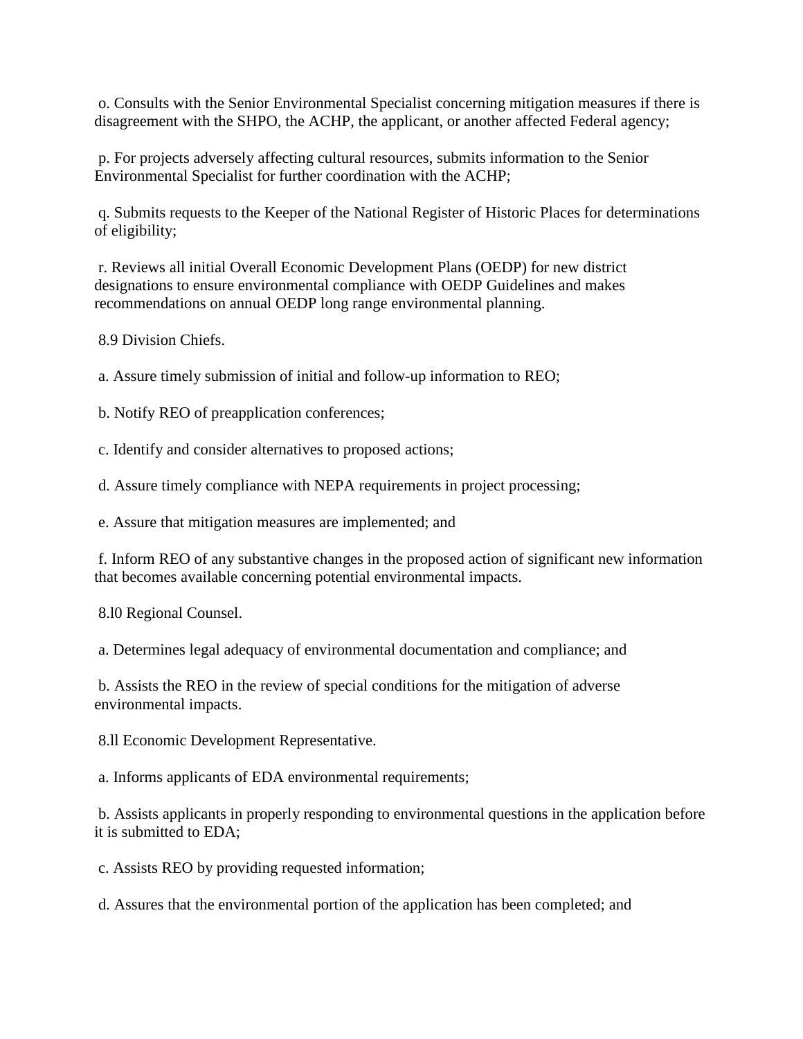o. Consults with the Senior Environmental Specialist concerning mitigation measures if there is disagreement with the SHPO, the ACHP, the applicant, or another affected Federal agency;

p. For projects adversely affecting cultural resources, submits information to the Senior Environmental Specialist for further coordination with the ACHP;

q. Submits requests to the Keeper of the National Register of Historic Places for determinations of eligibility;

r. Reviews all initial Overall Economic Development Plans (OEDP) for new district designations to ensure environmental compliance with OEDP Guidelines and makes recommendations on annual OEDP long range environmental planning.

8.9 Division Chiefs.

a. Assure timely submission of initial and follow-up information to REO;

b. Notify REO of preapplication conferences;

c. Identify and consider alternatives to proposed actions;

d. Assure timely compliance with NEPA requirements in project processing;

e. Assure that mitigation measures are implemented; and

f. Inform REO of any substantive changes in the proposed action of significant new information that becomes available concerning potential environmental impacts.

8.l0 Regional Counsel.

a. Determines legal adequacy of environmental documentation and compliance; and

b. Assists the REO in the review of special conditions for the mitigation of adverse environmental impacts.

8.ll Economic Development Representative.

a. Informs applicants of EDA environmental requirements;

b. Assists applicants in properly responding to environmental questions in the application before it is submitted to EDA;

c. Assists REO by providing requested information;

d. Assures that the environmental portion of the application has been completed; and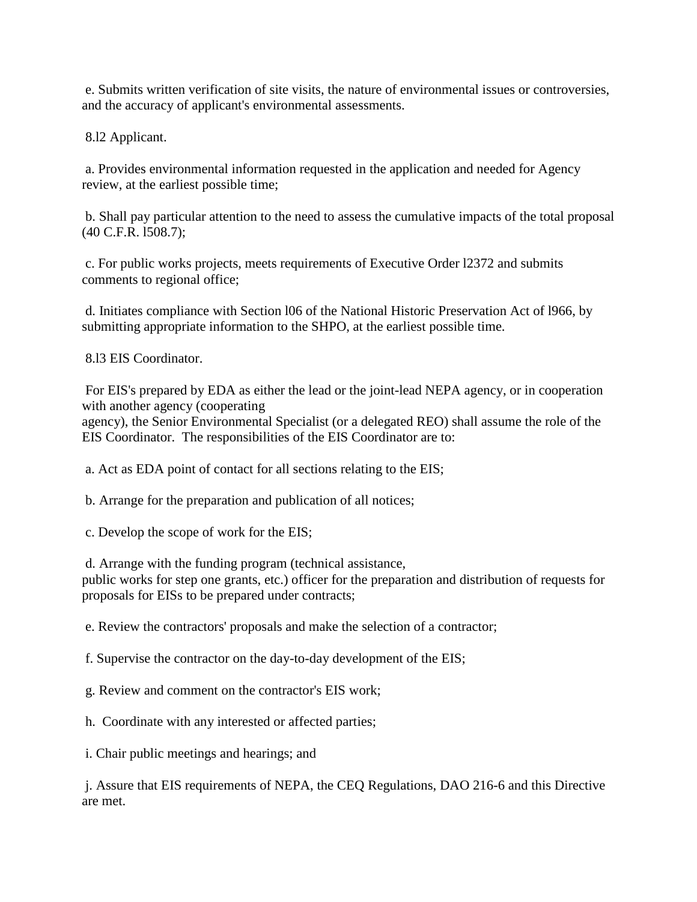e. Submits written verification of site visits, the nature of environmental issues or controversies, and the accuracy of applicant's environmental assessments.

8.l2 Applicant.

a. Provides environmental information requested in the application and needed for Agency review, at the earliest possible time;

b. Shall pay particular attention to the need to assess the cumulative impacts of the total proposal (40 C.F.R. l508.7);

c. For public works projects, meets requirements of Executive Order l2372 and submits comments to regional office;

d. Initiates compliance with Section l06 of the National Historic Preservation Act of l966, by submitting appropriate information to the SHPO, at the earliest possible time.

8.l3 EIS Coordinator.

For EIS's prepared by EDA as either the lead or the joint-lead NEPA agency, or in cooperation with another agency (cooperating agency), the Senior Environmental Specialist (or a delegated REO) shall assume the role of the EIS Coordinator. The responsibilities of the EIS Coordinator are to:

a. Act as EDA point of contact for all sections relating to the EIS;

b. Arrange for the preparation and publication of all notices;

c. Develop the scope of work for the EIS;

d. Arrange with the funding program (technical assistance, public works for step one grants, etc.) officer for the preparation and distribution of requests for proposals for EISs to be prepared under contracts;

e. Review the contractors' proposals and make the selection of a contractor;

f. Supervise the contractor on the day-to-day development of the EIS;

g. Review and comment on the contractor's EIS work;

h. Coordinate with any interested or affected parties;

i. Chair public meetings and hearings; and

j. Assure that EIS requirements of NEPA, the CEQ Regulations, DAO 216-6 and this Directive are met.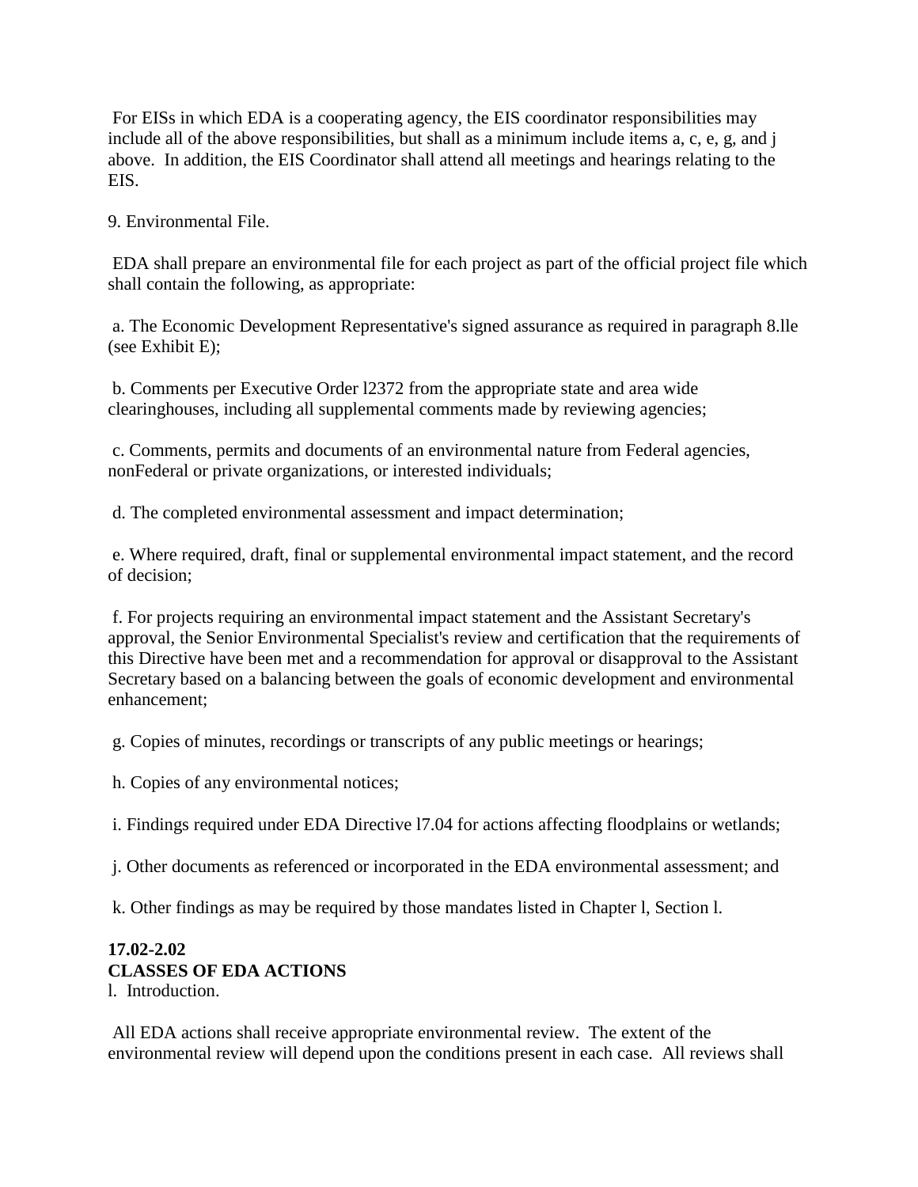For EISs in which EDA is a cooperating agency, the EIS coordinator responsibilities may include all of the above responsibilities, but shall as a minimum include items a, c, e, g, and j above. In addition, the EIS Coordinator shall attend all meetings and hearings relating to the EIS.

9. Environmental File.

EDA shall prepare an environmental file for each project as part of the official project file which shall contain the following, as appropriate:

a. The Economic Development Representative's signed assurance as required in paragraph 8.lle (see Exhibit E);

b. Comments per Executive Order l2372 from the appropriate state and area wide clearinghouses, including all supplemental comments made by reviewing agencies;

c. Comments, permits and documents of an environmental nature from Federal agencies, nonFederal or private organizations, or interested individuals;

d. The completed environmental assessment and impact determination;

e. Where required, draft, final or supplemental environmental impact statement, and the record of decision;

f. For projects requiring an environmental impact statement and the Assistant Secretary's approval, the Senior Environmental Specialist's review and certification that the requirements of this Directive have been met and a recommendation for approval or disapproval to the Assistant Secretary based on a balancing between the goals of economic development and environmental enhancement;

g. Copies of minutes, recordings or transcripts of any public meetings or hearings;

h. Copies of any environmental notices;

i. Findings required under EDA Directive l7.04 for actions affecting floodplains or wetlands;

j. Other documents as referenced or incorporated in the EDA environmental assessment; and

k. Other findings as may be required by those mandates listed in Chapter l, Section l.

**17.02-2.02**
**CLASSES OF EDA ACTIONS**

l. Introduction.

All EDA actions shall receive appropriate environmental review. The extent of the environmental review will depend upon the conditions present in each case. All reviews shall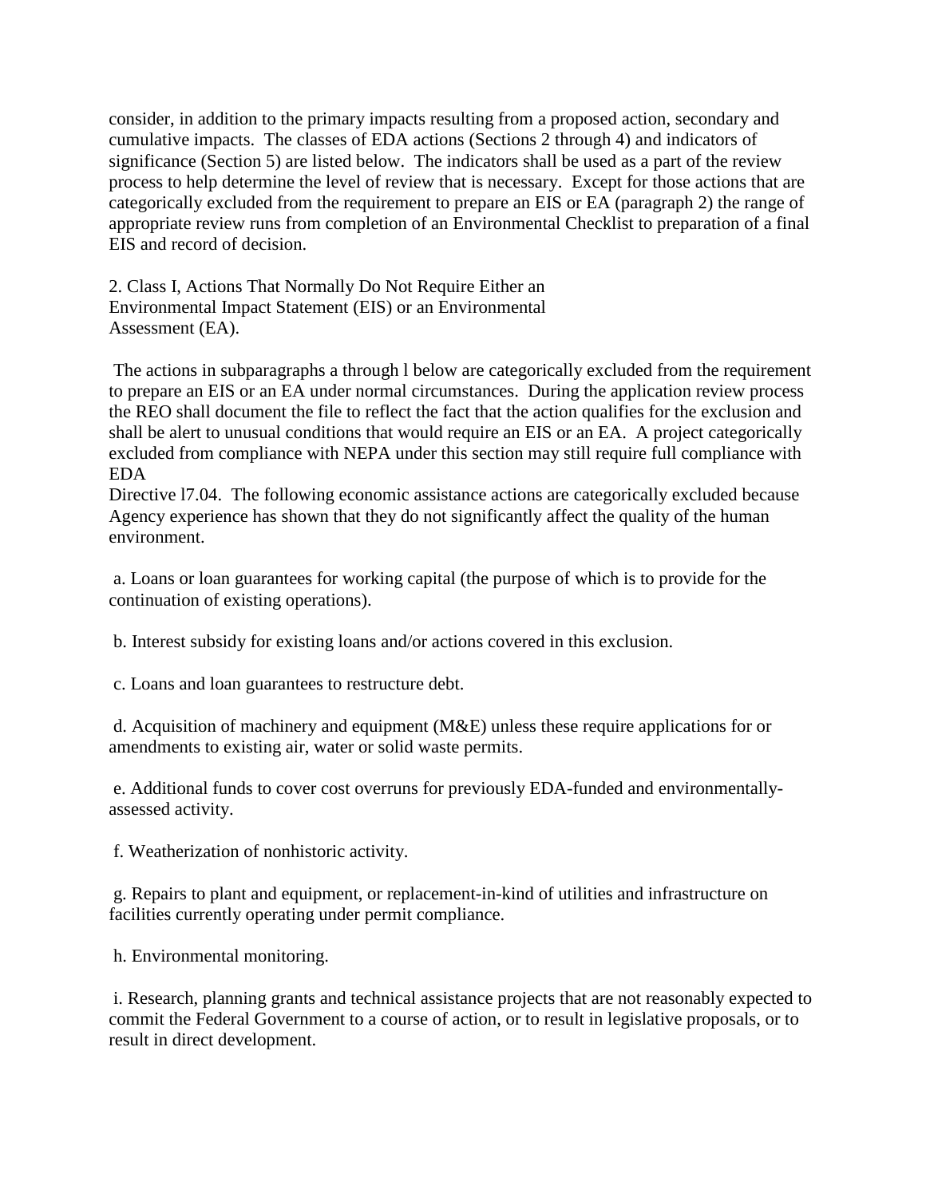consider, in addition to the primary impacts resulting from a proposed action, secondary and cumulative impacts. The classes of EDA actions (Sections 2 through 4) and indicators of significance (Section 5) are listed below. The indicators shall be used as a part of the review process to help determine the level of review that is necessary. Except for those actions that are categorically excluded from the requirement to prepare an EIS or EA (paragraph 2) the range of appropriate review runs from completion of an Environmental Checklist to preparation of a final EIS and record of decision.

2. Class I, Actions That Normally Do Not Require Either an Environmental Impact Statement (EIS) or an Environmental Assessment (EA).

The actions in subparagraphs a through l below are categorically excluded from the requirement to prepare an EIS or an EA under normal circumstances. During the application review process the REO shall document the file to reflect the fact that the action qualifies for the exclusion and shall be alert to unusual conditions that would require an EIS or an EA. A project categorically excluded from compliance with NEPA under this section may still require full compliance with EDA Directive l7.04. The following economic assistance actions are categorically excluded because Agency experience has shown that they do not significantly affect the quality of the human environment.

a. Loans or loan guarantees for working capital (the purpose of which is to provide for the continuation of existing operations).

b. Interest subsidy for existing loans and/or actions covered in this exclusion.

c. Loans and loan guarantees to restructure debt.

d. Acquisition of machinery and equipment (M&E) unless these require applications for or amendments to existing air, water or solid waste permits.

e. Additional funds to cover cost overruns for previously EDA-funded and environmentally-assessed activity.

f. Weatherization of nonhistoric activity.

g. Repairs to plant and equipment, or replacement-in-kind of utilities and infrastructure on facilities currently operating under permit compliance.

h. Environmental monitoring.

i. Research, planning grants and technical assistance projects that are not reasonably expected to commit the Federal Government to a course of action, or to result in legislative proposals, or to result in direct development.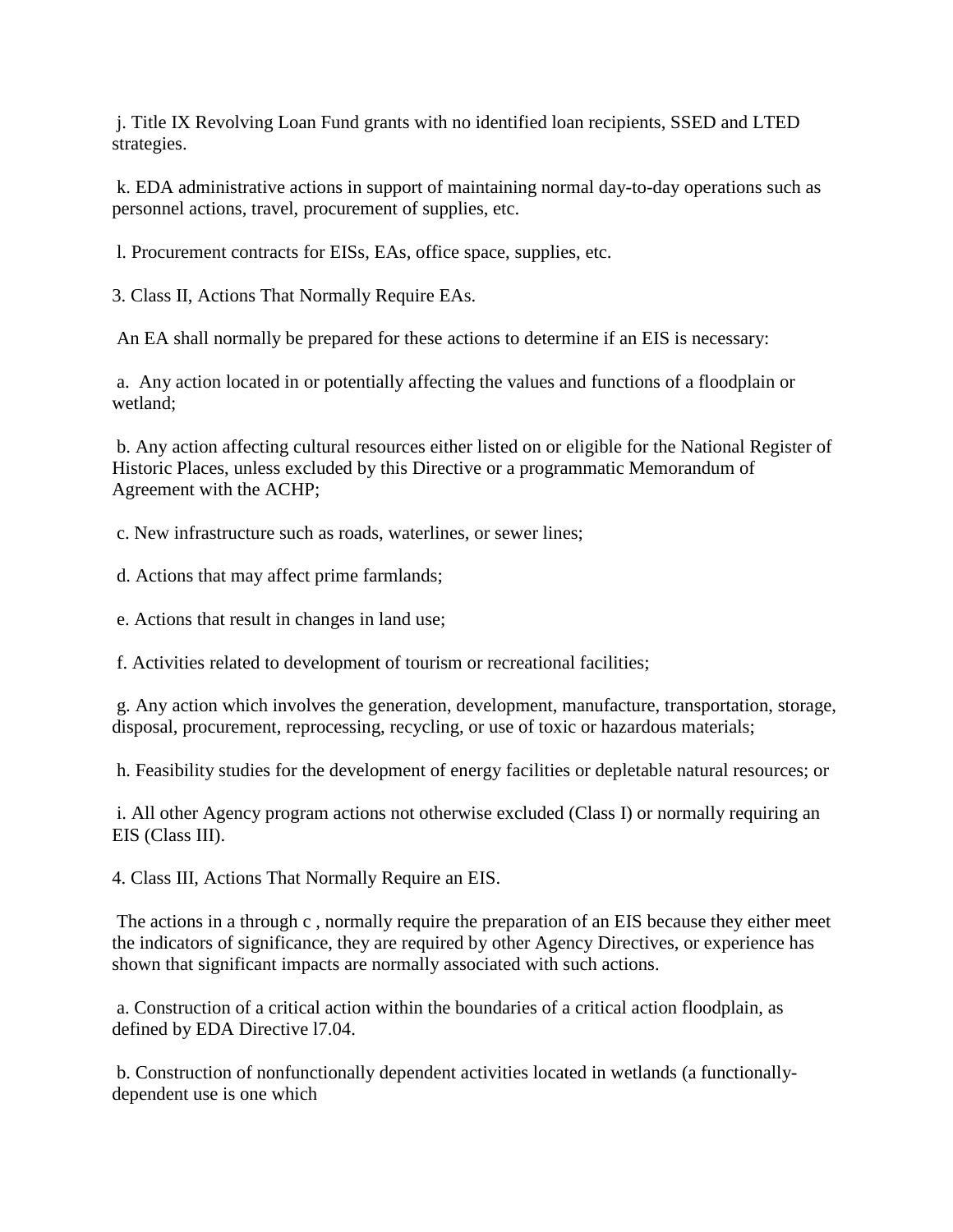j. Title IX Revolving Loan Fund grants with no identified loan recipients, SSED and LTED strategies.

k. EDA administrative actions in support of maintaining normal day-to-day operations such as personnel actions, travel, procurement of supplies, etc.

l. Procurement contracts for EISs, EAs, office space, supplies, etc.

3. Class II, Actions That Normally Require EAs.

An EA shall normally be prepared for these actions to determine if an EIS is necessary:

a. Any action located in or potentially affecting the values and functions of a floodplain or wetland;

b. Any action affecting cultural resources either listed on or eligible for the National Register of Historic Places, unless excluded by this Directive or a programmatic Memorandum of Agreement with the ACHP;

c. New infrastructure such as roads, waterlines, or sewer lines;

d. Actions that may affect prime farmlands;

e. Actions that result in changes in land use;

f. Activities related to development of tourism or recreational facilities;

g. Any action which involves the generation, development, manufacture, transportation, storage, disposal, procurement, reprocessing, recycling, or use of toxic or hazardous materials;

h. Feasibility studies for the development of energy facilities or depletable natural resources; or

i. All other Agency program actions not otherwise excluded (Class I) or normally requiring an EIS (Class III).

4. Class III, Actions That Normally Require an EIS.

The actions in a through c , normally require the preparation of an EIS because they either meet the indicators of significance, they are required by other Agency Directives, or experience has shown that significant impacts are normally associated with such actions.

a. Construction of a critical action within the boundaries of a critical action floodplain, as defined by EDA Directive l7.04.

b. Construction of nonfunctionally dependent activities located in wetlands (a functionally-dependent use is one which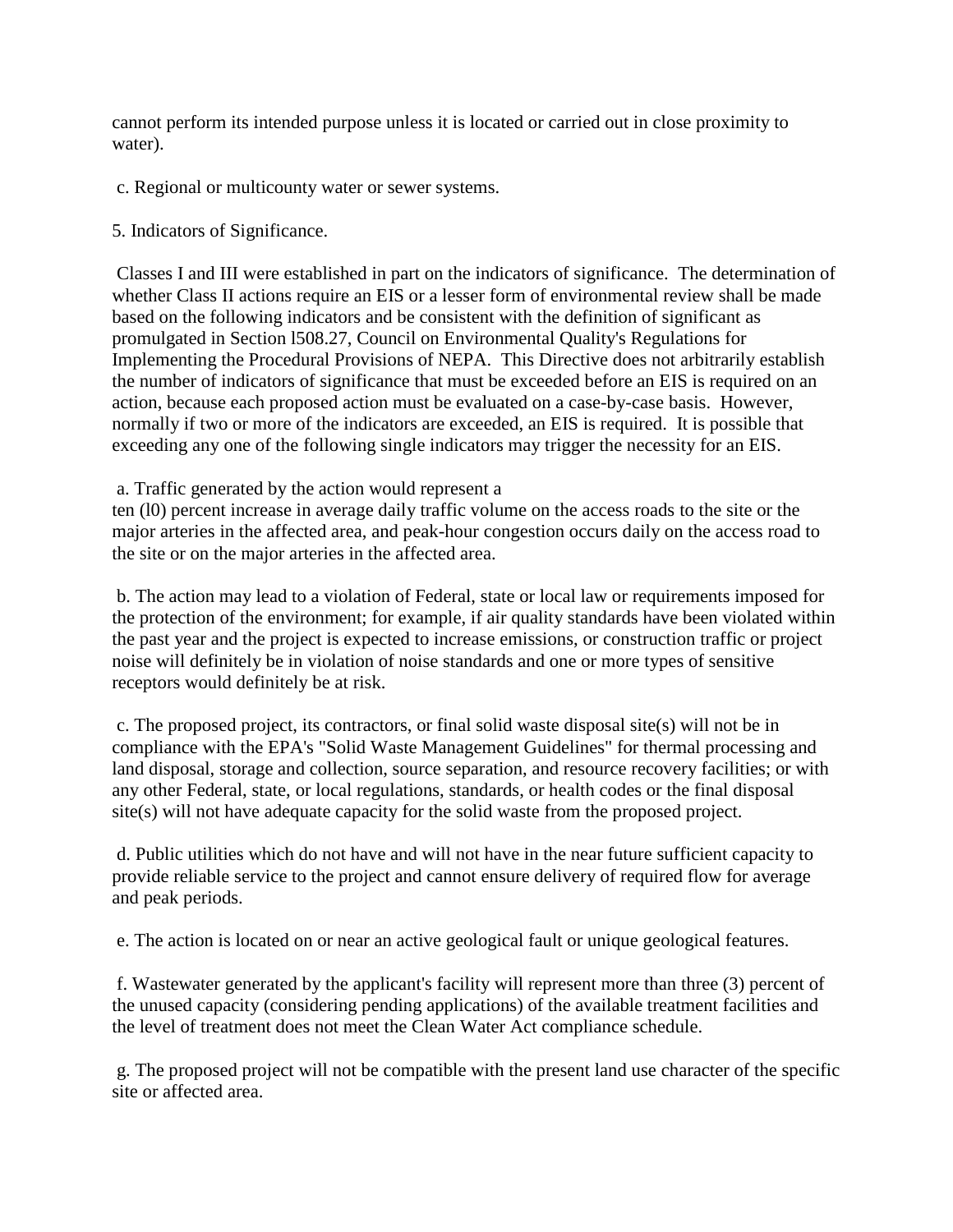cannot perform its intended purpose unless it is located or carried out in close proximity to water).

c. Regional or multicounty water or sewer systems.

5. Indicators of Significance.

Classes I and III were established in part on the indicators of significance. The determination of whether Class II actions require an EIS or a lesser form of environmental review shall be made based on the following indicators and be consistent with the definition of significant as promulgated in Section l508.27, Council on Environmental Quality's Regulations for Implementing the Procedural Provisions of NEPA. This Directive does not arbitrarily establish the number of indicators of significance that must be exceeded before an EIS is required on an action, because each proposed action must be evaluated on a case-by-case basis. However, normally if two or more of the indicators are exceeded, an EIS is required. It is possible that exceeding any one of the following single indicators may trigger the necessity for an EIS.

a. Traffic generated by the action would represent a ten (l0) percent increase in average daily traffic volume on the access roads to the site or the major arteries in the affected area, and peak-hour congestion occurs daily on the access road to the site or on the major arteries in the affected area.

b. The action may lead to a violation of Federal, state or local law or requirements imposed for the protection of the environment; for example, if air quality standards have been violated within the past year and the project is expected to increase emissions, or construction traffic or project noise will definitely be in violation of noise standards and one or more types of sensitive receptors would definitely be at risk.

c. The proposed project, its contractors, or final solid waste disposal site(s) will not be in compliance with the EPA's "Solid Waste Management Guidelines" for thermal processing and land disposal, storage and collection, source separation, and resource recovery facilities; or with any other Federal, state, or local regulations, standards, or health codes or the final disposal site(s) will not have adequate capacity for the solid waste from the proposed project.

d. Public utilities which do not have and will not have in the near future sufficient capacity to provide reliable service to the project and cannot ensure delivery of required flow for average and peak periods.

e. The action is located on or near an active geological fault or unique geological features.

f. Wastewater generated by the applicant's facility will represent more than three (3) percent of the unused capacity (considering pending applications) of the available treatment facilities and the level of treatment does not meet the Clean Water Act compliance schedule.

g. The proposed project will not be compatible with the present land use character of the specific site or affected area.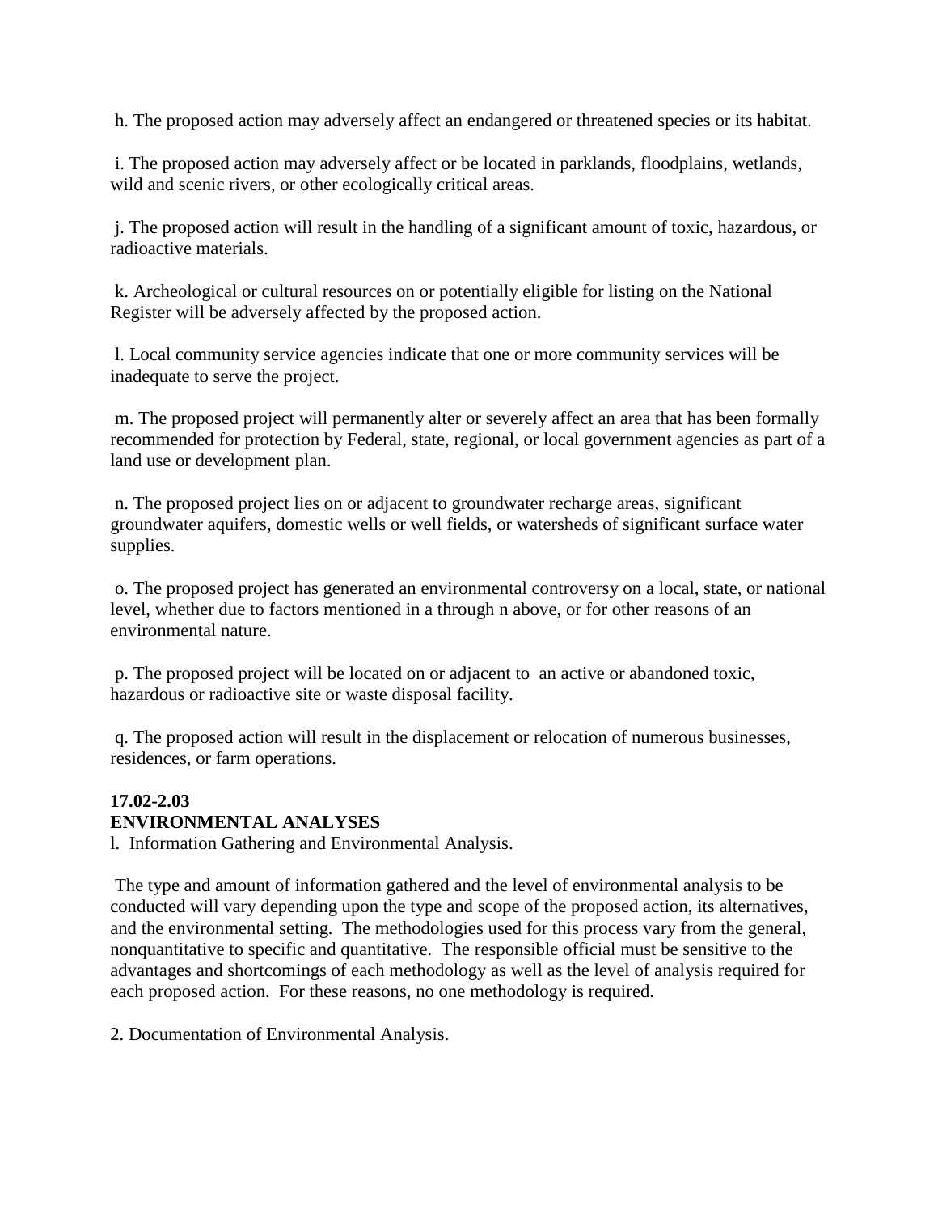h. The proposed action may adversely affect an endangered or threatened species or its habitat.

i. The proposed action may adversely affect or be located in parklands, floodplains, wetlands, wild and scenic rivers, or other ecologically critical areas.

j. The proposed action will result in the handling of a significant amount of toxic, hazardous, or radioactive materials.

k. Archeological or cultural resources on or potentially eligible for listing on the National Register will be adversely affected by the proposed action.

l. Local community service agencies indicate that one or more community services will be inadequate to serve the project.

m. The proposed project will permanently alter or severely affect an area that has been formally recommended for protection by Federal, state, regional, or local government agencies as part of a land use or development plan.

n. The proposed project lies on or adjacent to groundwater recharge areas, significant groundwater aquifers, domestic wells or well fields, or watersheds of significant surface water supplies.

o. The proposed project has generated an environmental controversy on a local, state, or national level, whether due to factors mentioned in a through n above, or for other reasons of an environmental nature.

p. The proposed project will be located on or adjacent to an active or abandoned toxic, hazardous or radioactive site or waste disposal facility.

q. The proposed action will result in the displacement or relocation of numerous businesses, residences, or farm operations.

**17.02-2.03**
**ENVIRONMENTAL ANALYSES**

l. Information Gathering and Environmental Analysis.

The type and amount of information gathered and the level of environmental analysis to be conducted will vary depending upon the type and scope of the proposed action, its alternatives, and the environmental setting. The methodologies used for this process vary from the general, nonquantitative to specific and quantitative. The responsible official must be sensitive to the advantages and shortcomings of each methodology as well as the level of analysis required for each proposed action. For these reasons, no one methodology is required.

2. Documentation of Environmental Analysis.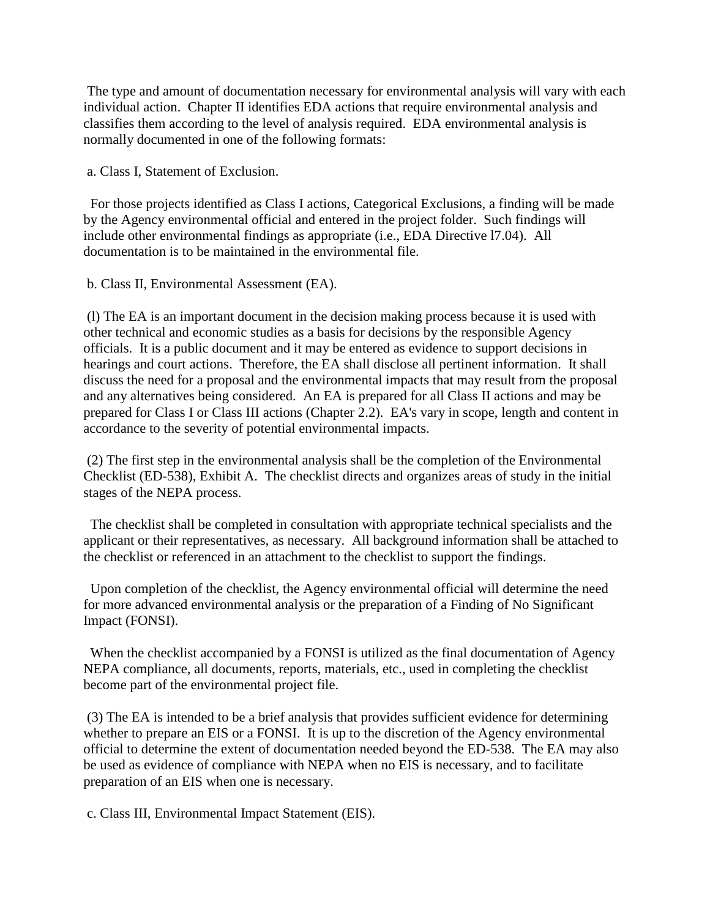The type and amount of documentation necessary for environmental analysis will vary with each individual action. Chapter II identifies EDA actions that require environmental analysis and classifies them according to the level of analysis required. EDA environmental analysis is normally documented in one of the following formats:

a. Class I, Statement of Exclusion.

For those projects identified as Class I actions, Categorical Exclusions, a finding will be made by the Agency environmental official and entered in the project folder. Such findings will include other environmental findings as appropriate (i.e., EDA Directive l7.04). All documentation is to be maintained in the environmental file.

b. Class II, Environmental Assessment (EA).

(l) The EA is an important document in the decision making process because it is used with other technical and economic studies as a basis for decisions by the responsible Agency officials. It is a public document and it may be entered as evidence to support decisions in hearings and court actions. Therefore, the EA shall disclose all pertinent information. It shall discuss the need for a proposal and the environmental impacts that may result from the proposal and any alternatives being considered. An EA is prepared for all Class II actions and may be prepared for Class I or Class III actions (Chapter 2.2). EA's vary in scope, length and content in accordance to the severity of potential environmental impacts.

(2) The first step in the environmental analysis shall be the completion of the Environmental Checklist (ED-538), Exhibit A. The checklist directs and organizes areas of study in the initial stages of the NEPA process.

The checklist shall be completed in consultation with appropriate technical specialists and the applicant or their representatives, as necessary. All background information shall be attached to the checklist or referenced in an attachment to the checklist to support the findings.

Upon completion of the checklist, the Agency environmental official will determine the need for more advanced environmental analysis or the preparation of a Finding of No Significant Impact (FONSI).

When the checklist accompanied by a FONSI is utilized as the final documentation of Agency NEPA compliance, all documents, reports, materials, etc., used in completing the checklist become part of the environmental project file.

(3) The EA is intended to be a brief analysis that provides sufficient evidence for determining whether to prepare an EIS or a FONSI. It is up to the discretion of the Agency environmental official to determine the extent of documentation needed beyond the ED-538. The EA may also be used as evidence of compliance with NEPA when no EIS is necessary, and to facilitate preparation of an EIS when one is necessary.

c. Class III, Environmental Impact Statement (EIS).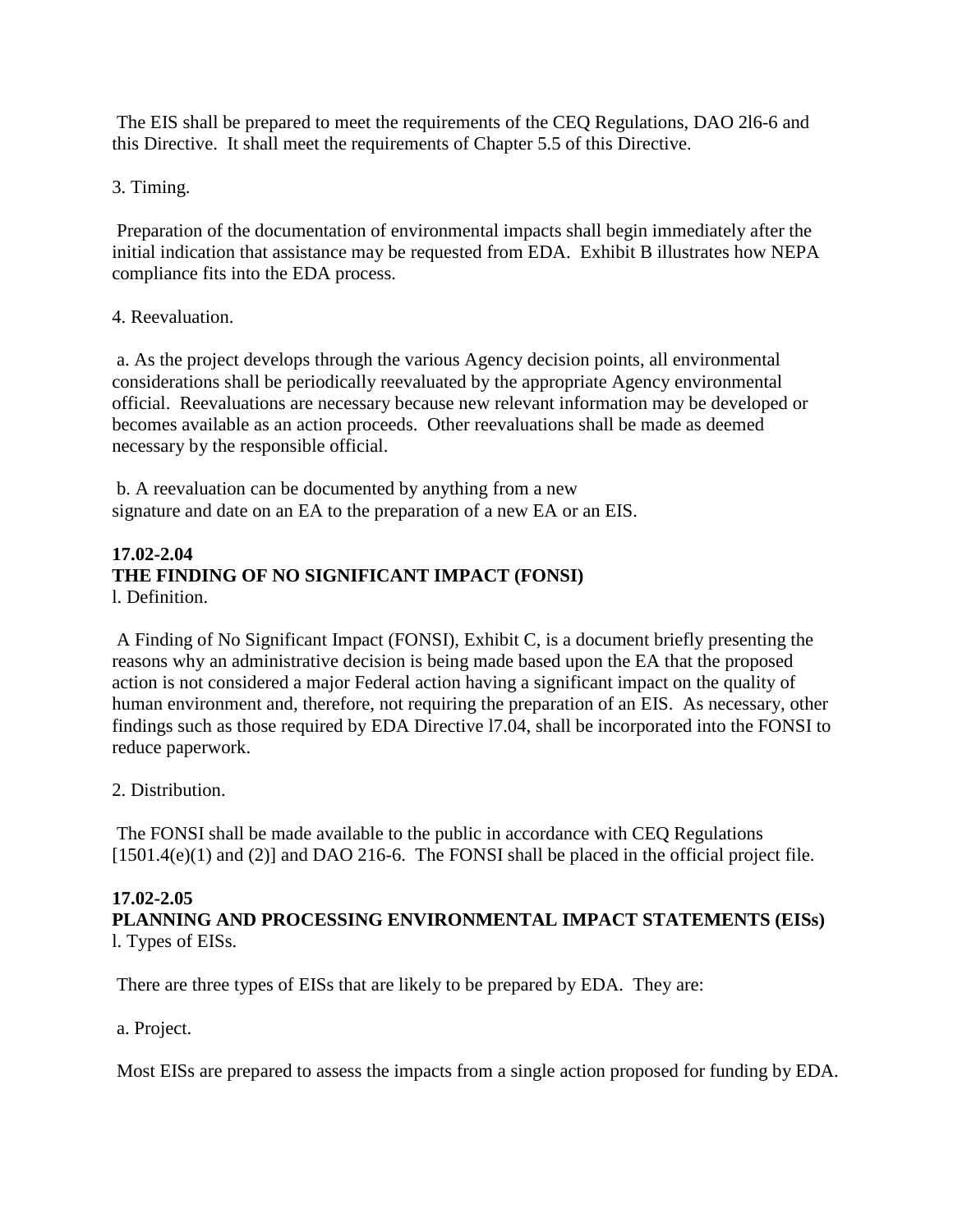The EIS shall be prepared to meet the requirements of the CEQ Regulations, DAO 2l6-6 and this Directive. It shall meet the requirements of Chapter 5.5 of this Directive.

3. Timing.

Preparation of the documentation of environmental impacts shall begin immediately after the initial indication that assistance may be requested from EDA. Exhibit B illustrates how NEPA compliance fits into the EDA process.

4. Reevaluation.

a. As the project develops through the various Agency decision points, all environmental considerations shall be periodically reevaluated by the appropriate Agency environmental official. Reevaluations are necessary because new relevant information may be developed or becomes available as an action proceeds. Other reevaluations shall be made as deemed necessary by the responsible official.

b. A reevaluation can be documented by anything from a new signature and date on an EA to the preparation of a new EA or an EIS.

**17.02-2.04**
**THE FINDING OF NO SIGNIFICANT IMPACT (FONSI)**
l. Definition.

A Finding of No Significant Impact (FONSI), Exhibit C, is a document briefly presenting the reasons why an administrative decision is being made based upon the EA that the proposed action is not considered a major Federal action having a significant impact on the quality of human environment and, therefore, not requiring the preparation of an EIS. As necessary, other findings such as those required by EDA Directive l7.04, shall be incorporated into the FONSI to reduce paperwork.

2. Distribution.

The FONSI shall be made available to the public in accordance with CEQ Regulations [1501.4(e)(1) and (2)] and DAO 216-6. The FONSI shall be placed in the official project file.

**17.02-2.05**
**PLANNING AND PROCESSING ENVIRONMENTAL IMPACT STATEMENTS (EISs)**
l. Types of EISs.

There are three types of EISs that are likely to be prepared by EDA. They are:

a. Project.

Most EISs are prepared to assess the impacts from a single action proposed for funding by EDA.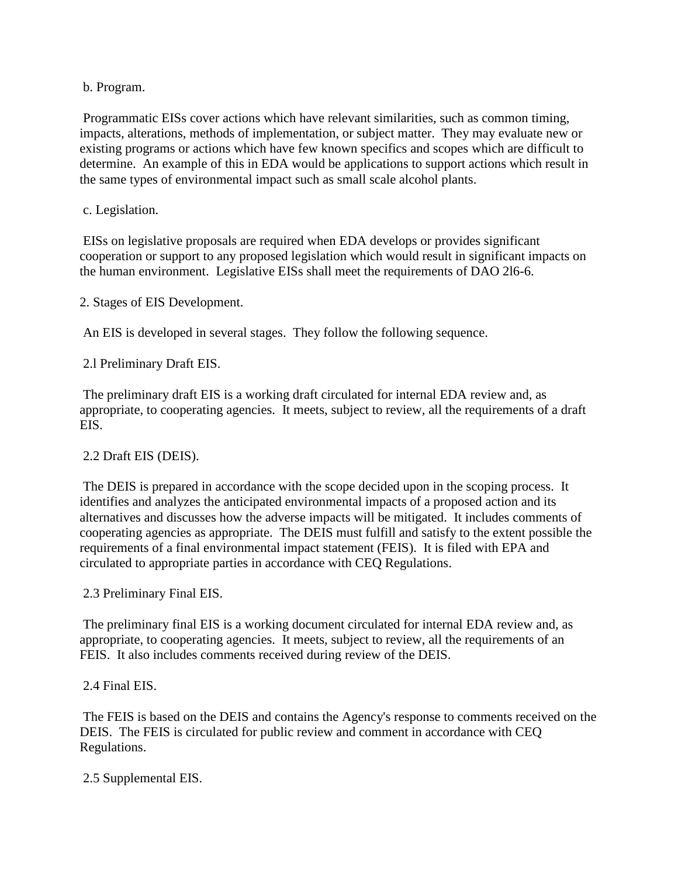b. Program.

Programmatic EISs cover actions which have relevant similarities, such as common timing, impacts, alterations, methods of implementation, or subject matter. They may evaluate new or existing programs or actions which have few known specifics and scopes which are difficult to determine. An example of this in EDA would be applications to support actions which result in the same types of environmental impact such as small scale alcohol plants.

c. Legislation.

EISs on legislative proposals are required when EDA develops or provides significant cooperation or support to any proposed legislation which would result in significant impacts on the human environment. Legislative EISs shall meet the requirements of DAO 2l6-6.

2. Stages of EIS Development.

An EIS is developed in several stages. They follow the following sequence.

2.l Preliminary Draft EIS.

The preliminary draft EIS is a working draft circulated for internal EDA review and, as appropriate, to cooperating agencies. It meets, subject to review, all the requirements of a draft EIS.

2.2 Draft EIS (DEIS).

The DEIS is prepared in accordance with the scope decided upon in the scoping process. It identifies and analyzes the anticipated environmental impacts of a proposed action and its alternatives and discusses how the adverse impacts will be mitigated. It includes comments of cooperating agencies as appropriate. The DEIS must fulfill and satisfy to the extent possible the requirements of a final environmental impact statement (FEIS). It is filed with EPA and circulated to appropriate parties in accordance with CEQ Regulations.

2.3 Preliminary Final EIS.

The preliminary final EIS is a working document circulated for internal EDA review and, as appropriate, to cooperating agencies. It meets, subject to review, all the requirements of an FEIS. It also includes comments received during review of the DEIS.

2.4 Final EIS.

The FEIS is based on the DEIS and contains the Agency's response to comments received on the DEIS. The FEIS is circulated for public review and comment in accordance with CEQ Regulations.

2.5 Supplemental EIS.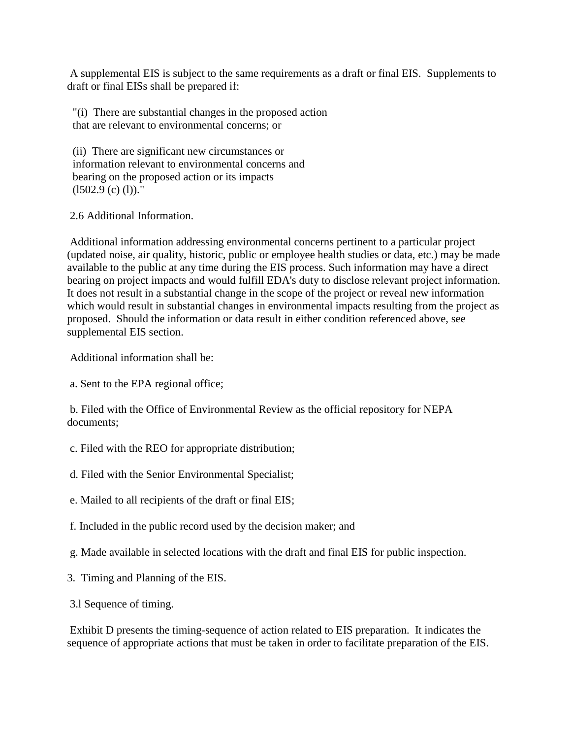A supplemental EIS is subject to the same requirements as a draft or final EIS. Supplements to draft or final EISs shall be prepared if:

"(i) There are substantial changes in the proposed action that are relevant to environmental concerns; or

(ii) There are significant new circumstances or information relevant to environmental concerns and bearing on the proposed action or its impacts (l502.9 (c) (l))."

2.6 Additional Information.

Additional information addressing environmental concerns pertinent to a particular project (updated noise, air quality, historic, public or employee health studies or data, etc.) may be made available to the public at any time during the EIS process. Such information may have a direct bearing on project impacts and would fulfill EDA's duty to disclose relevant project information. It does not result in a substantial change in the scope of the project or reveal new information which would result in substantial changes in environmental impacts resulting from the project as proposed. Should the information or data result in either condition referenced above, see supplemental EIS section.

Additional information shall be:

a. Sent to the EPA regional office;

b. Filed with the Office of Environmental Review as the official repository for NEPA documents;

c. Filed with the REO for appropriate distribution;

d. Filed with the Senior Environmental Specialist;

e. Mailed to all recipients of the draft or final EIS;

f. Included in the public record used by the decision maker; and

g. Made available in selected locations with the draft and final EIS for public inspection.

3. Timing and Planning of the EIS.

3.l Sequence of timing.

Exhibit D presents the timing-sequence of action related to EIS preparation. It indicates the sequence of appropriate actions that must be taken in order to facilitate preparation of the EIS.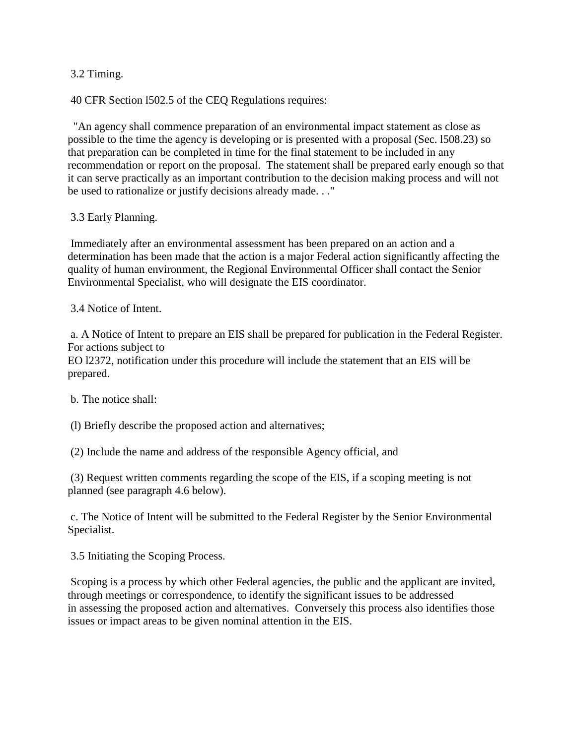3.2 Timing.

40 CFR Section l502.5 of the CEQ Regulations requires:

"An agency shall commence preparation of an environmental impact statement as close as possible to the time the agency is developing or is presented with a proposal (Sec. l508.23) so that preparation can be completed in time for the final statement to be included in any recommendation or report on the proposal. The statement shall be prepared early enough so that it can serve practically as an important contribution to the decision making process and will not be used to rationalize or justify decisions already made. . ."

3.3 Early Planning.

Immediately after an environmental assessment has been prepared on an action and a determination has been made that the action is a major Federal action significantly affecting the quality of human environment, the Regional Environmental Officer shall contact the Senior Environmental Specialist, who will designate the EIS coordinator.

3.4 Notice of Intent.

a. A Notice of Intent to prepare an EIS shall be prepared for publication in the Federal Register. For actions subject to
EO l2372, notification under this procedure will include the statement that an EIS will be prepared.

b. The notice shall:

(l) Briefly describe the proposed action and alternatives;

(2) Include the name and address of the responsible Agency official, and

(3) Request written comments regarding the scope of the EIS, if a scoping meeting is not planned (see paragraph 4.6 below).

c. The Notice of Intent will be submitted to the Federal Register by the Senior Environmental Specialist.

3.5 Initiating the Scoping Process.

Scoping is a process by which other Federal agencies, the public and the applicant are invited, through meetings or correspondence, to identify the significant issues to be addressed in assessing the proposed action and alternatives. Conversely this process also identifies those issues or impact areas to be given nominal attention in the EIS.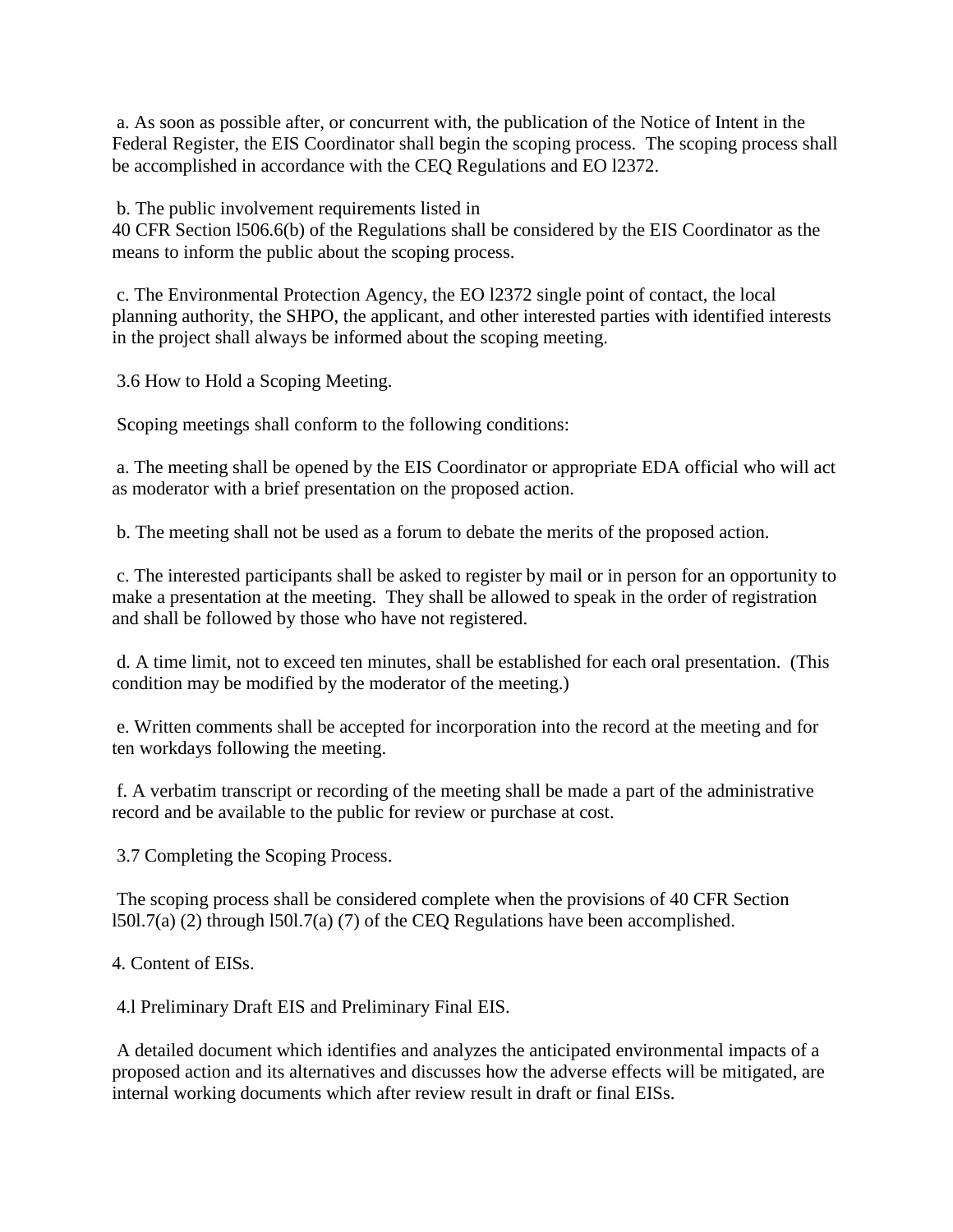a. As soon as possible after, or concurrent with, the publication of the Notice of Intent in the Federal Register, the EIS Coordinator shall begin the scoping process. The scoping process shall be accomplished in accordance with the CEQ Regulations and EO l2372.

b. The public involvement requirements listed in
40 CFR Section l506.6(b) of the Regulations shall be considered by the EIS Coordinator as the means to inform the public about the scoping process.

c. The Environmental Protection Agency, the EO l2372 single point of contact, the local planning authority, the SHPO, the applicant, and other interested parties with identified interests in the project shall always be informed about the scoping meeting.

3.6 How to Hold a Scoping Meeting.

Scoping meetings shall conform to the following conditions:

a. The meeting shall be opened by the EIS Coordinator or appropriate EDA official who will act as moderator with a brief presentation on the proposed action.

b. The meeting shall not be used as a forum to debate the merits of the proposed action.

c. The interested participants shall be asked to register by mail or in person for an opportunity to make a presentation at the meeting. They shall be allowed to speak in the order of registration and shall be followed by those who have not registered.

d. A time limit, not to exceed ten minutes, shall be established for each oral presentation. (This condition may be modified by the moderator of the meeting.)

e. Written comments shall be accepted for incorporation into the record at the meeting and for ten workdays following the meeting.

f. A verbatim transcript or recording of the meeting shall be made a part of the administrative record and be available to the public for review or purchase at cost.

3.7 Completing the Scoping Process.

The scoping process shall be considered complete when the provisions of 40 CFR Section l50l.7(a) (2) through l50l.7(a) (7) of the CEQ Regulations have been accomplished.

4. Content of EISs.

4.l Preliminary Draft EIS and Preliminary Final EIS.

A detailed document which identifies and analyzes the anticipated environmental impacts of a proposed action and its alternatives and discusses how the adverse effects will be mitigated, are internal working documents which after review result in draft or final EISs.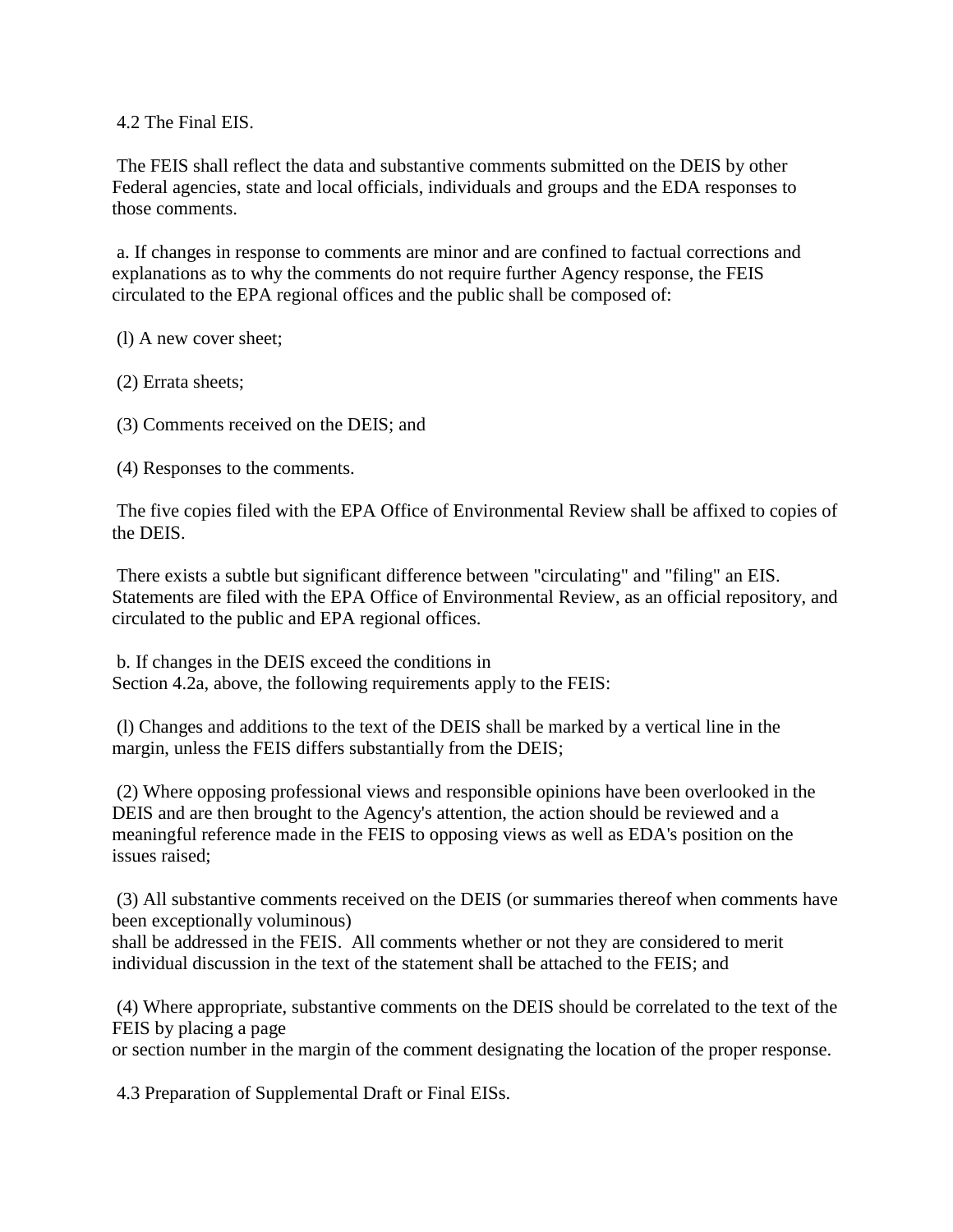4.2 The Final EIS.

The FEIS shall reflect the data and substantive comments submitted on the DEIS by other Federal agencies, state and local officials, individuals and groups and the EDA responses to those comments.

a. If changes in response to comments are minor and are confined to factual corrections and explanations as to why the comments do not require further Agency response, the FEIS circulated to the EPA regional offices and the public shall be composed of:

(l) A new cover sheet;

(2) Errata sheets;

(3) Comments received on the DEIS; and

(4) Responses to the comments.

The five copies filed with the EPA Office of Environmental Review shall be affixed to copies of the DEIS.

There exists a subtle but significant difference between "circulating" and "filing" an EIS. Statements are filed with the EPA Office of Environmental Review, as an official repository, and circulated to the public and EPA regional offices.

b. If changes in the DEIS exceed the conditions in Section 4.2a, above, the following requirements apply to the FEIS:

(l) Changes and additions to the text of the DEIS shall be marked by a vertical line in the margin, unless the FEIS differs substantially from the DEIS;

(2) Where opposing professional views and responsible opinions have been overlooked in the DEIS and are then brought to the Agency's attention, the action should be reviewed and a meaningful reference made in the FEIS to opposing views as well as EDA's position on the issues raised;

(3) All substantive comments received on the DEIS (or summaries thereof when comments have been exceptionally voluminous) shall be addressed in the FEIS. All comments whether or not they are considered to merit individual discussion in the text of the statement shall be attached to the FEIS; and

(4) Where appropriate, substantive comments on the DEIS should be correlated to the text of the FEIS by placing a page or section number in the margin of the comment designating the location of the proper response.

4.3 Preparation of Supplemental Draft or Final EISs.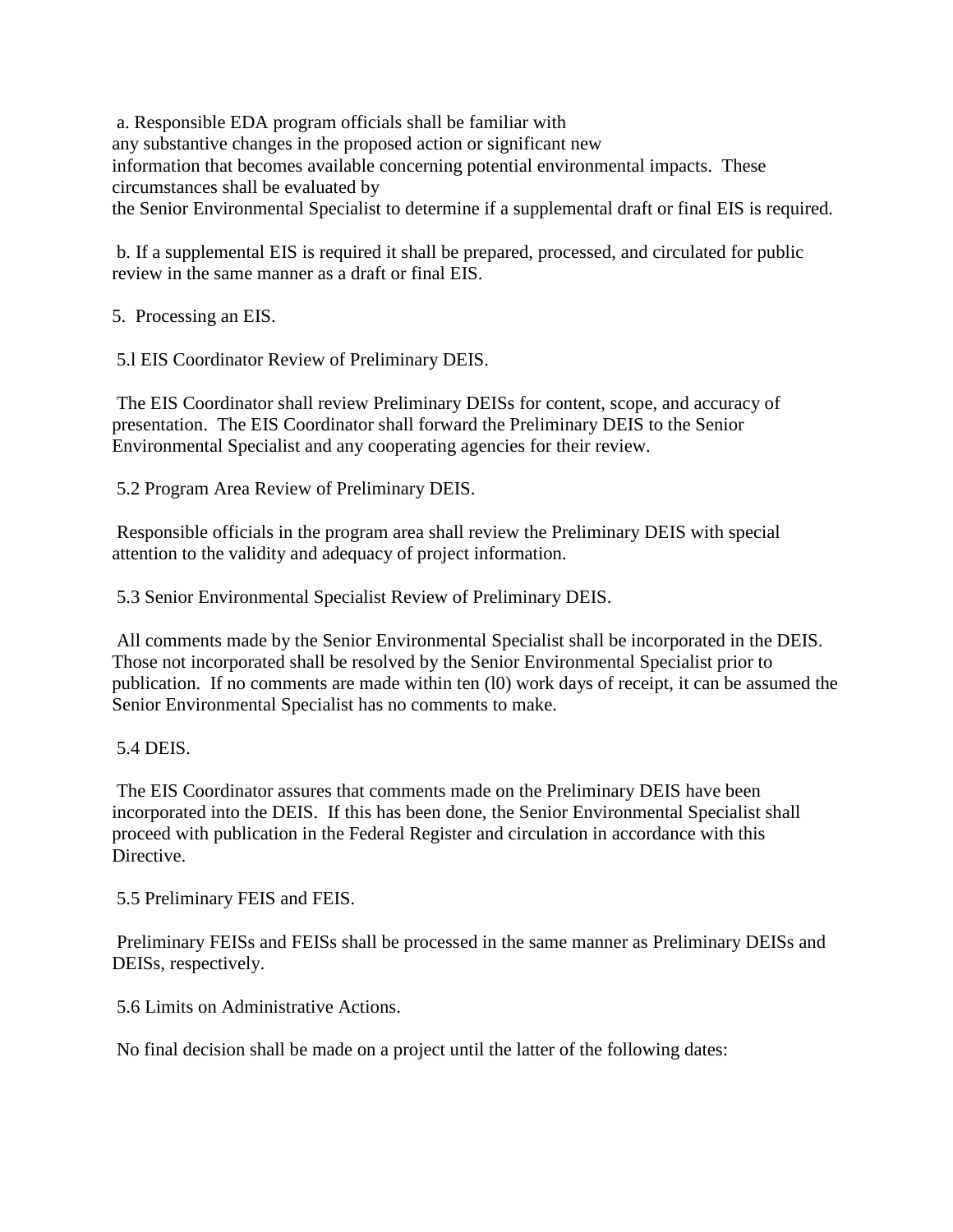a. Responsible EDA program officials shall be familiar with any substantive changes in the proposed action or significant new information that becomes available concerning potential environmental impacts. These circumstances shall be evaluated by the Senior Environmental Specialist to determine if a supplemental draft or final EIS is required.

b. If a supplemental EIS is required it shall be prepared, processed, and circulated for public review in the same manner as a draft or final EIS.

5. Processing an EIS.

5.l EIS Coordinator Review of Preliminary DEIS.

The EIS Coordinator shall review Preliminary DEISs for content, scope, and accuracy of presentation. The EIS Coordinator shall forward the Preliminary DEIS to the Senior Environmental Specialist and any cooperating agencies for their review.

5.2 Program Area Review of Preliminary DEIS.

Responsible officials in the program area shall review the Preliminary DEIS with special attention to the validity and adequacy of project information.

5.3 Senior Environmental Specialist Review of Preliminary DEIS.

All comments made by the Senior Environmental Specialist shall be incorporated in the DEIS. Those not incorporated shall be resolved by the Senior Environmental Specialist prior to publication. If no comments are made within ten (l0) work days of receipt, it can be assumed the Senior Environmental Specialist has no comments to make.

5.4 DEIS.

The EIS Coordinator assures that comments made on the Preliminary DEIS have been incorporated into the DEIS. If this has been done, the Senior Environmental Specialist shall proceed with publication in the Federal Register and circulation in accordance with this Directive.

5.5 Preliminary FEIS and FEIS.

Preliminary FEISs and FEISs shall be processed in the same manner as Preliminary DEISs and DEISs, respectively.

5.6 Limits on Administrative Actions.

No final decision shall be made on a project until the latter of the following dates: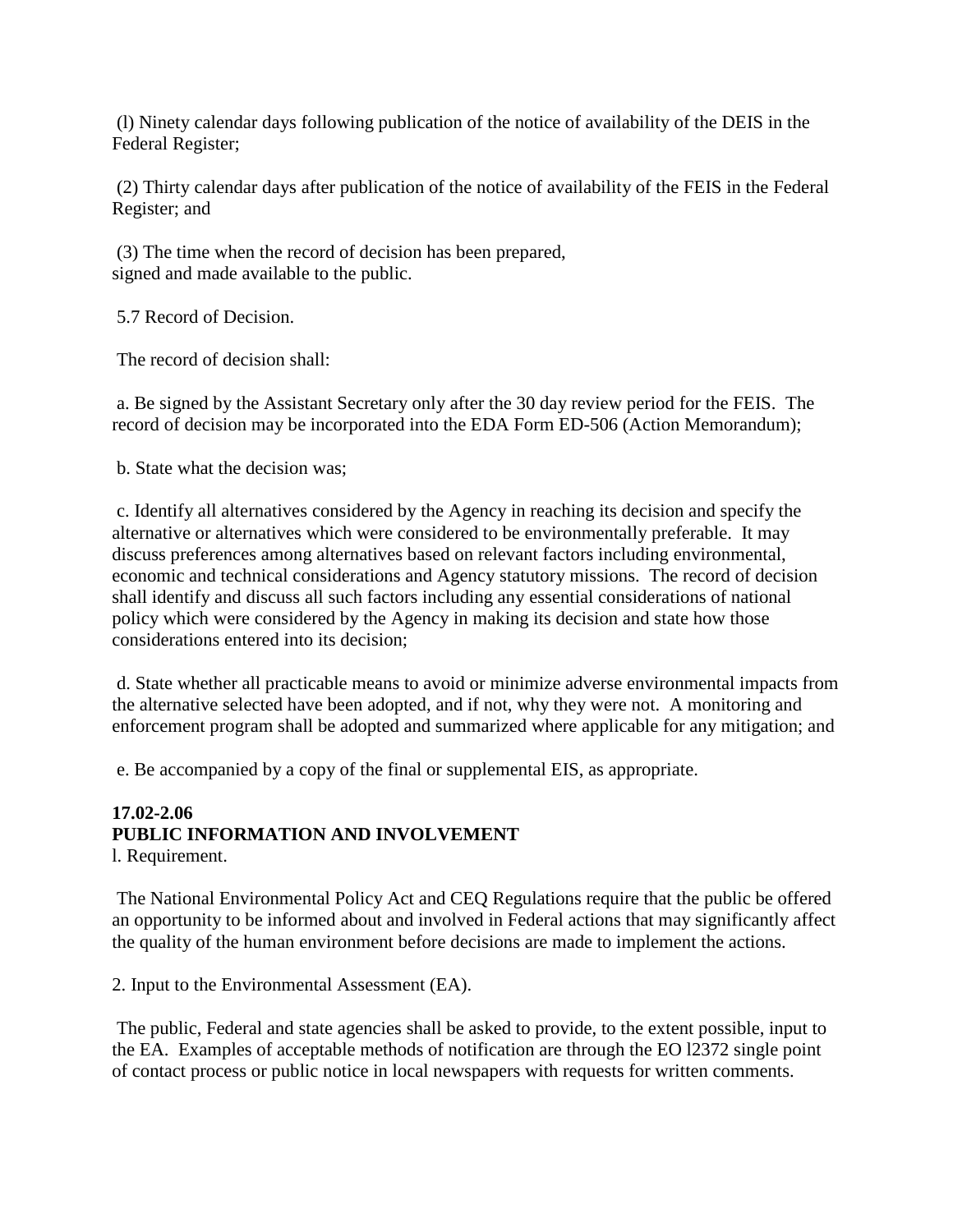(l) Ninety calendar days following publication of the notice of availability of the DEIS in the Federal Register;

(2) Thirty calendar days after publication of the notice of availability of the FEIS in the Federal Register; and

(3) The time when the record of decision has been prepared, signed and made available to the public.

5.7 Record of Decision.

The record of decision shall:

a. Be signed by the Assistant Secretary only after the 30 day review period for the FEIS. The record of decision may be incorporated into the EDA Form ED-506 (Action Memorandum);

b. State what the decision was;

c. Identify all alternatives considered by the Agency in reaching its decision and specify the alternative or alternatives which were considered to be environmentally preferable. It may discuss preferences among alternatives based on relevant factors including environmental, economic and technical considerations and Agency statutory missions. The record of decision shall identify and discuss all such factors including any essential considerations of national policy which were considered by the Agency in making its decision and state how those considerations entered into its decision;

d. State whether all practicable means to avoid or minimize adverse environmental impacts from the alternative selected have been adopted, and if not, why they were not. A monitoring and enforcement program shall be adopted and summarized where applicable for any mitigation; and

e. Be accompanied by a copy of the final or supplemental EIS, as appropriate.

**17.02-2.06**
**PUBLIC INFORMATION AND INVOLVEMENT**

l. Requirement.

The National Environmental Policy Act and CEQ Regulations require that the public be offered an opportunity to be informed about and involved in Federal actions that may significantly affect the quality of the human environment before decisions are made to implement the actions.

2. Input to the Environmental Assessment (EA).

The public, Federal and state agencies shall be asked to provide, to the extent possible, input to the EA. Examples of acceptable methods of notification are through the EO l2372 single point of contact process or public notice in local newspapers with requests for written comments.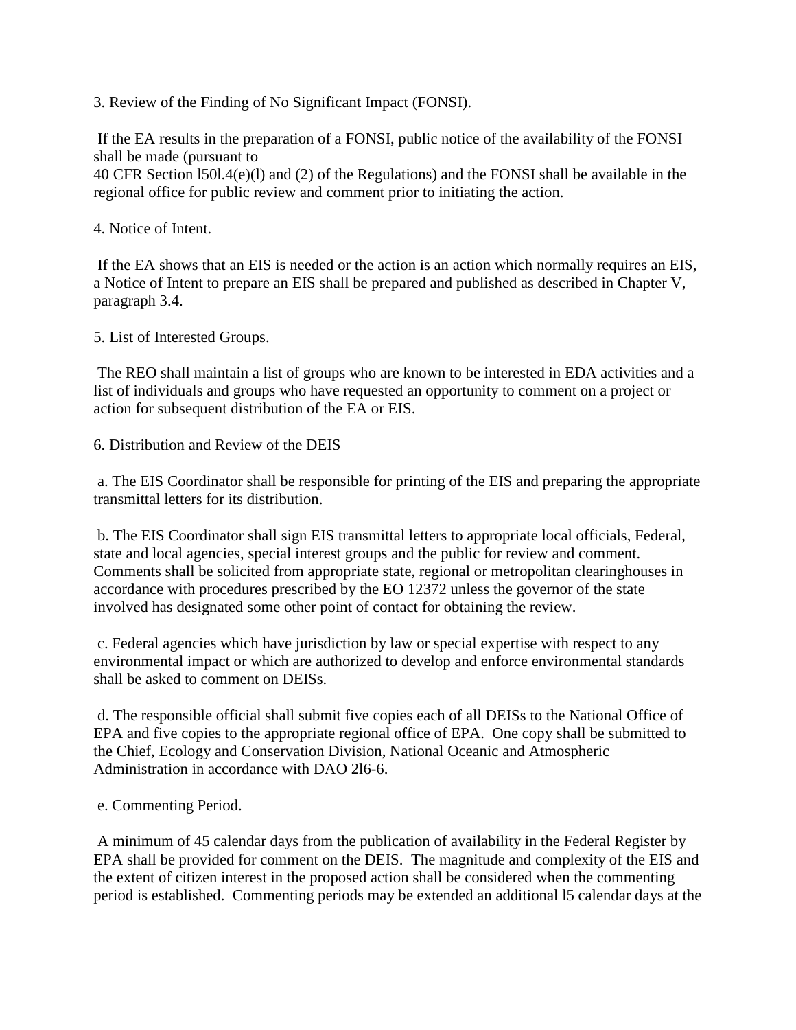3. Review of the Finding of No Significant Impact (FONSI).

If the EA results in the preparation of a FONSI, public notice of the availability of the FONSI shall be made (pursuant to
40 CFR Section l50l.4(e)(l) and (2) of the Regulations) and the FONSI shall be available in the regional office for public review and comment prior to initiating the action.

4. Notice of Intent.

If the EA shows that an EIS is needed or the action is an action which normally requires an EIS, a Notice of Intent to prepare an EIS shall be prepared and published as described in Chapter V, paragraph 3.4.

5. List of Interested Groups.

The REO shall maintain a list of groups who are known to be interested in EDA activities and a list of individuals and groups who have requested an opportunity to comment on a project or action for subsequent distribution of the EA or EIS.

6. Distribution and Review of the DEIS

a. The EIS Coordinator shall be responsible for printing of the EIS and preparing the appropriate transmittal letters for its distribution.

b. The EIS Coordinator shall sign EIS transmittal letters to appropriate local officials, Federal, state and local agencies, special interest groups and the public for review and comment. Comments shall be solicited from appropriate state, regional or metropolitan clearinghouses in accordance with procedures prescribed by the EO 12372 unless the governor of the state involved has designated some other point of contact for obtaining the review.

c. Federal agencies which have jurisdiction by law or special expertise with respect to any environmental impact or which are authorized to develop and enforce environmental standards shall be asked to comment on DEISs.

d. The responsible official shall submit five copies each of all DEISs to the National Office of EPA and five copies to the appropriate regional office of EPA. One copy shall be submitted to the Chief, Ecology and Conservation Division, National Oceanic and Atmospheric Administration in accordance with DAO 2l6-6.

e. Commenting Period.

A minimum of 45 calendar days from the publication of availability in the Federal Register by EPA shall be provided for comment on the DEIS. The magnitude and complexity of the EIS and the extent of citizen interest in the proposed action shall be considered when the commenting period is established. Commenting periods may be extended an additional l5 calendar days at the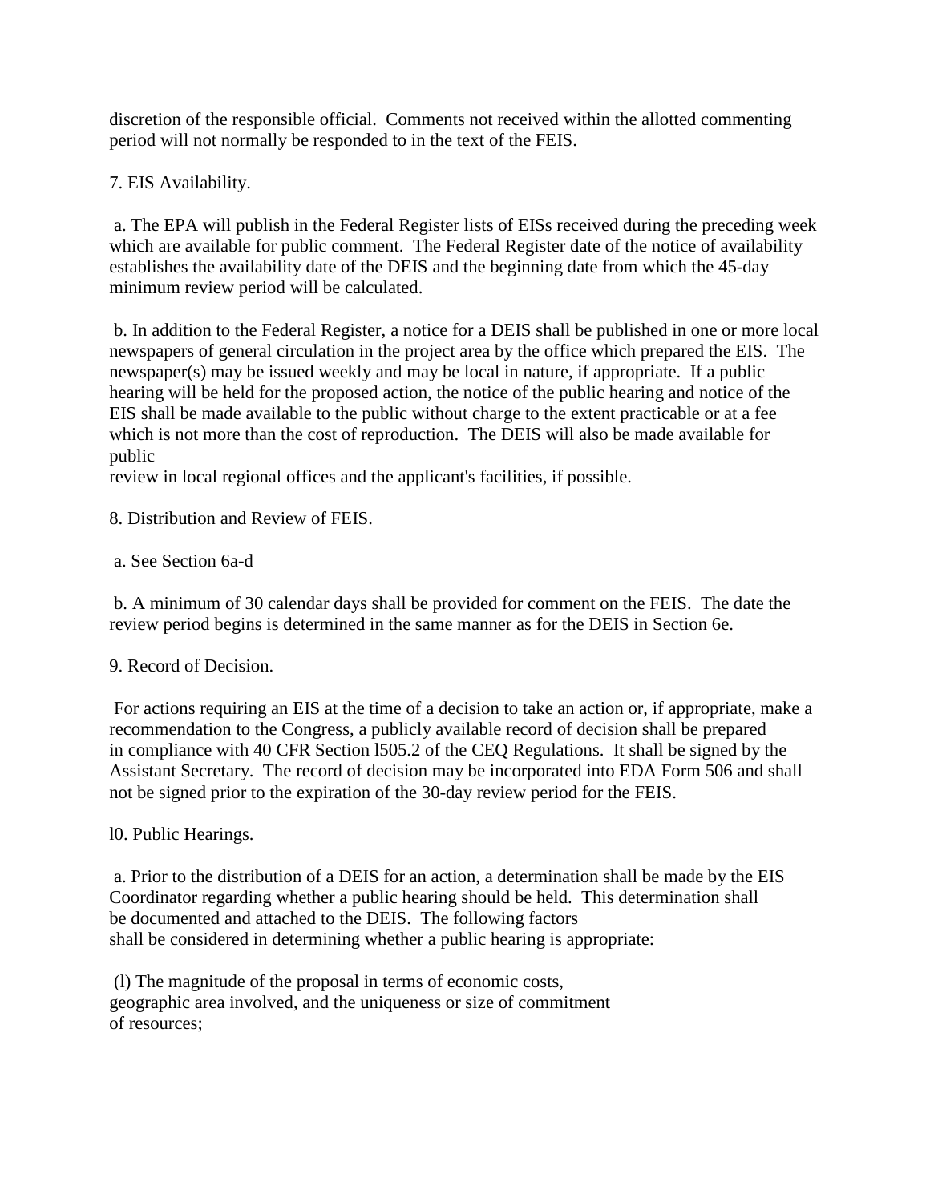discretion of the responsible official. Comments not received within the allotted commenting period will not normally be responded to in the text of the FEIS.

7. EIS Availability.

a. The EPA will publish in the Federal Register lists of EISs received during the preceding week which are available for public comment. The Federal Register date of the notice of availability establishes the availability date of the DEIS and the beginning date from which the 45-day minimum review period will be calculated.

b. In addition to the Federal Register, a notice for a DEIS shall be published in one or more local newspapers of general circulation in the project area by the office which prepared the EIS. The newspaper(s) may be issued weekly and may be local in nature, if appropriate. If a public hearing will be held for the proposed action, the notice of the public hearing and notice of the EIS shall be made available to the public without charge to the extent practicable or at a fee which is not more than the cost of reproduction. The DEIS will also be made available for public review in local regional offices and the applicant's facilities, if possible.

8. Distribution and Review of FEIS.

a. See Section 6a-d

b. A minimum of 30 calendar days shall be provided for comment on the FEIS. The date the review period begins is determined in the same manner as for the DEIS in Section 6e.

9. Record of Decision.

For actions requiring an EIS at the time of a decision to take an action or, if appropriate, make a recommendation to the Congress, a publicly available record of decision shall be prepared in compliance with 40 CFR Section l505.2 of the CEQ Regulations. It shall be signed by the Assistant Secretary. The record of decision may be incorporated into EDA Form 506 and shall not be signed prior to the expiration of the 30-day review period for the FEIS.

l0. Public Hearings.

a. Prior to the distribution of a DEIS for an action, a determination shall be made by the EIS Coordinator regarding whether a public hearing should be held. This determination shall be documented and attached to the DEIS. The following factors shall be considered in determining whether a public hearing is appropriate:

(l) The magnitude of the proposal in terms of economic costs, geographic area involved, and the uniqueness or size of commitment of resources;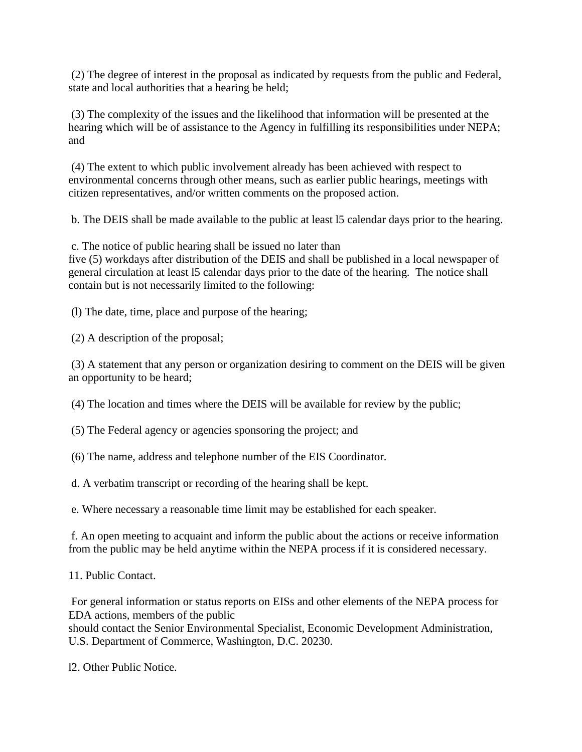(2) The degree of interest in the proposal as indicated by requests from the public and Federal, state and local authorities that a hearing be held;

(3) The complexity of the issues and the likelihood that information will be presented at the hearing which will be of assistance to the Agency in fulfilling its responsibilities under NEPA; and

(4) The extent to which public involvement already has been achieved with respect to environmental concerns through other means, such as earlier public hearings, meetings with citizen representatives, and/or written comments on the proposed action.

b. The DEIS shall be made available to the public at least l5 calendar days prior to the hearing.

c. The notice of public hearing shall be issued no later than five (5) workdays after distribution of the DEIS and shall be published in a local newspaper of general circulation at least l5 calendar days prior to the date of the hearing. The notice shall contain but is not necessarily limited to the following:

(l) The date, time, place and purpose of the hearing;

(2) A description of the proposal;

(3) A statement that any person or organization desiring to comment on the DEIS will be given an opportunity to be heard;

(4) The location and times where the DEIS will be available for review by the public;

(5) The Federal agency or agencies sponsoring the project; and

(6) The name, address and telephone number of the EIS Coordinator.

d. A verbatim transcript or recording of the hearing shall be kept.

e. Where necessary a reasonable time limit may be established for each speaker.

f. An open meeting to acquaint and inform the public about the actions or receive information from the public may be held anytime within the NEPA process if it is considered necessary.

11. Public Contact.

For general information or status reports on EISs and other elements of the NEPA process for EDA actions, members of the public should contact the Senior Environmental Specialist, Economic Development Administration, U.S. Department of Commerce, Washington, D.C. 20230.

l2. Other Public Notice.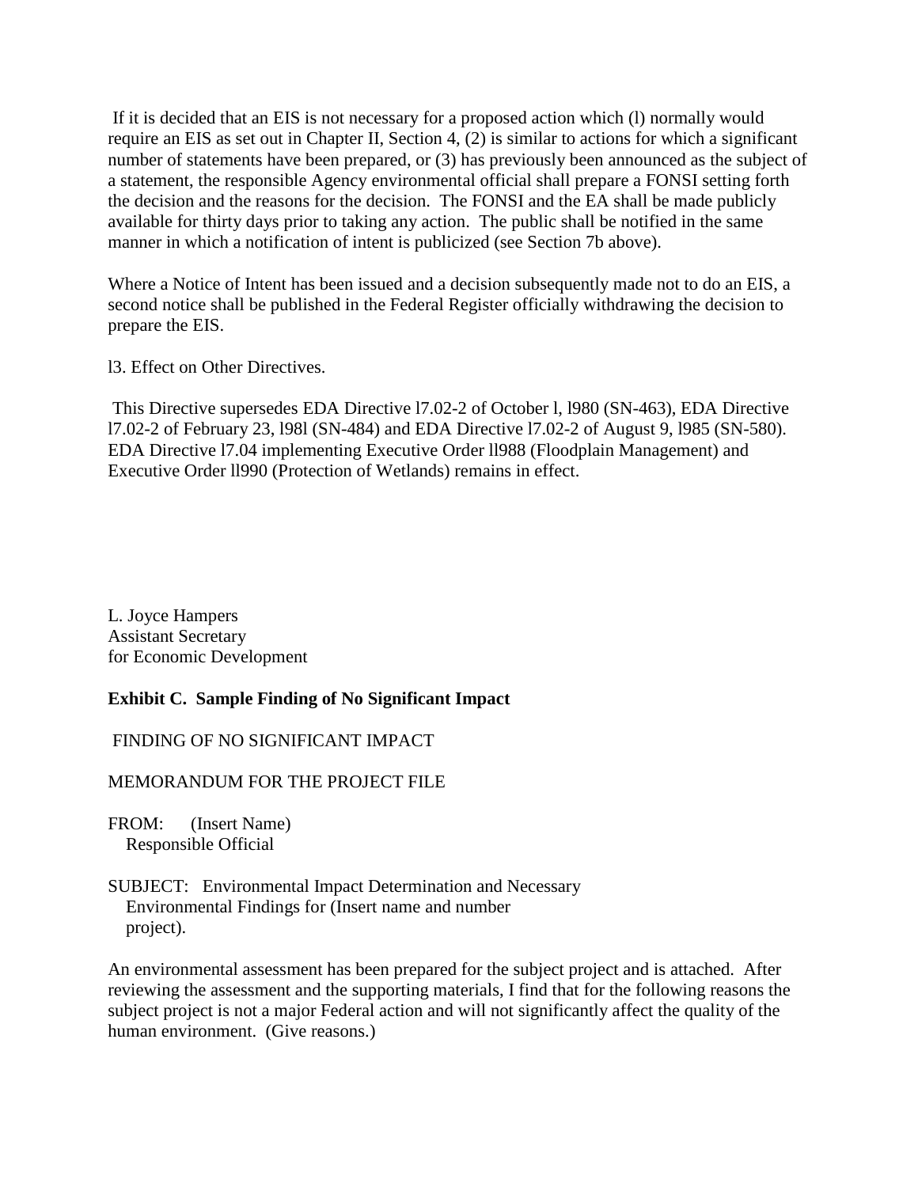If it is decided that an EIS is not necessary for a proposed action which (l) normally would require an EIS as set out in Chapter II, Section 4, (2) is similar to actions for which a significant number of statements have been prepared, or (3) has previously been announced as the subject of a statement, the responsible Agency environmental official shall prepare a FONSI setting forth the decision and the reasons for the decision. The FONSI and the EA shall be made publicly available for thirty days prior to taking any action. The public shall be notified in the same manner in which a notification of intent is publicized (see Section 7b above).

Where a Notice of Intent has been issued and a decision subsequently made not to do an EIS, a second notice shall be published in the Federal Register officially withdrawing the decision to prepare the EIS.

l3. Effect on Other Directives.

This Directive supersedes EDA Directive l7.02-2 of October l, l980 (SN-463), EDA Directive l7.02-2 of February 23, l98l (SN-484) and EDA Directive l7.02-2 of August 9, l985 (SN-580). EDA Directive l7.04 implementing Executive Order ll988 (Floodplain Management) and Executive Order ll990 (Protection of Wetlands) remains in effect.

L. Joyce Hampers
Assistant Secretary
for Economic Development

**Exhibit C. Sample Finding of No Significant Impact**

FINDING OF NO SIGNIFICANT IMPACT

MEMORANDUM FOR THE PROJECT FILE

FROM: (Insert Name)
Responsible Official

SUBJECT: Environmental Impact Determination and Necessary Environmental Findings for (Insert name and number project).

An environmental assessment has been prepared for the subject project and is attached. After reviewing the assessment and the supporting materials, I find that for the following reasons the subject project is not a major Federal action and will not significantly affect the quality of the human environment. (Give reasons.)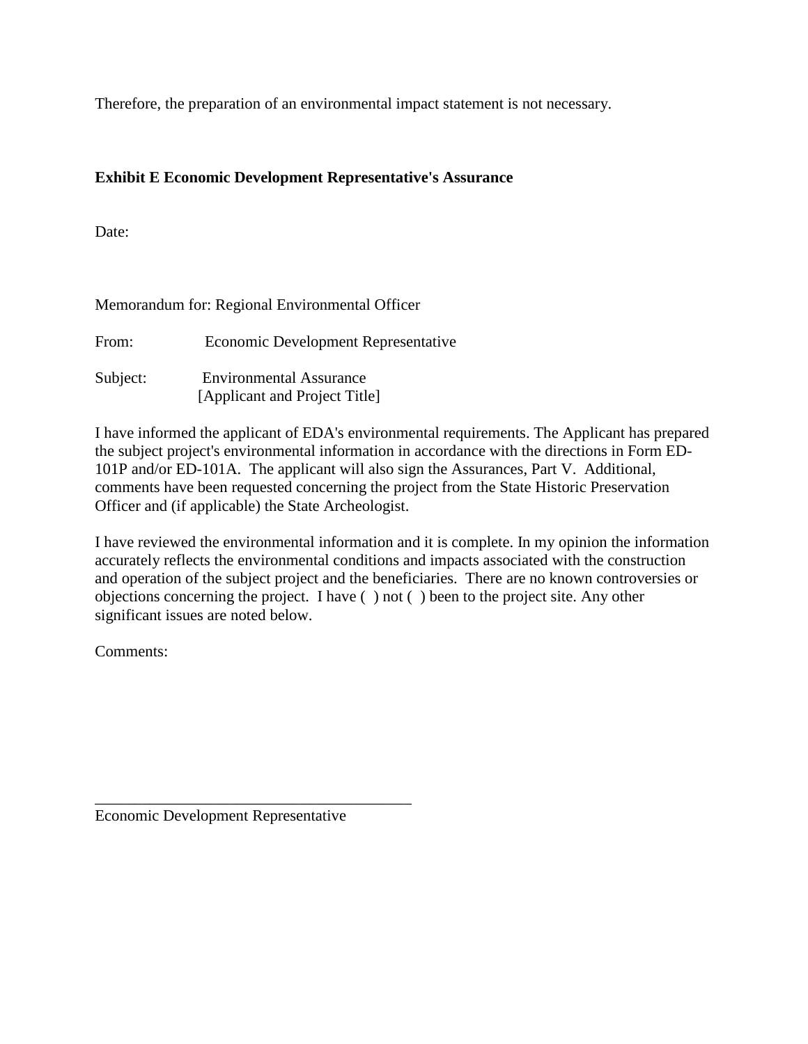Therefore, the preparation of an environmental impact statement is not necessary.

**Exhibit E Economic Development Representative's Assurance**

Date:

Memorandum for: Regional Environmental Officer

From: Economic Development Representative

Subject: Environmental Assurance
[Applicant and Project Title]

I have informed the applicant of EDA's environmental requirements. The Applicant has prepared the subject project's environmental information in accordance with the directions in Form ED-101P and/or ED-101A. The applicant will also sign the Assurances, Part V. Additional, comments have been requested concerning the project from the State Historic Preservation Officer and (if applicable) the State Archeologist.

I have reviewed the environmental information and it is complete. In my opinion the information accurately reflects the environmental conditions and impacts associated with the construction and operation of the subject project and the beneficiaries. There are no known controversies or objections concerning the project. I have ( ) not ( ) been to the project site. Any other significant issues are noted below.

Comments:

\_\_\_\_\_\_\_\_\_\_\_\_\_\_\_\_\_\_\_\_\_\_\_\_\_\_\_\_\_\_\_\_\_\_\_\_\_\_\_\_

Economic Development Representative